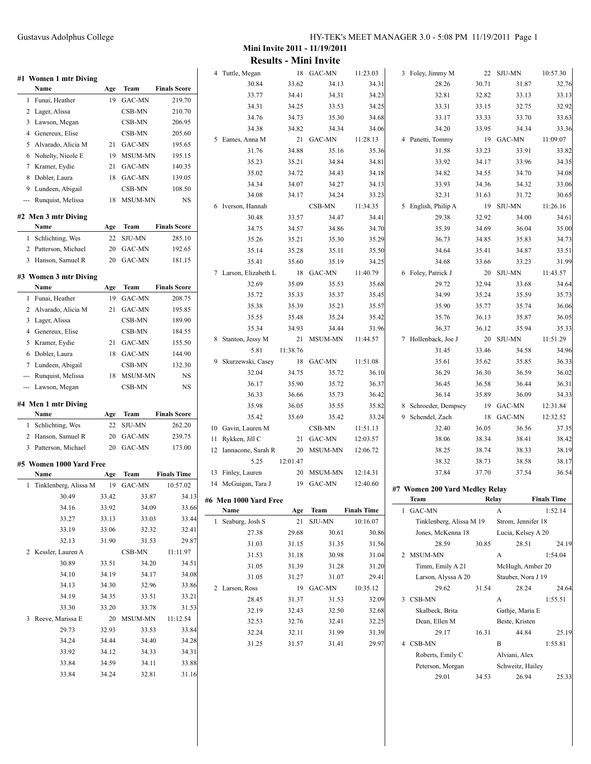Gustavus Adolphus College

## Mini Invite 2011 - 11/19/2011

## Results - Mini Invite

### #1 Women 1 mtr Diving

| | Name | Age | Team | Finals Score |
|---|---|---|---|---|
| 1 | Funai, Heather | 19 | GAC-MN | 219.70 |
| 2 | Lager, Alissa | | CSB-MN | 210.70 |
| 3 | Lawson, Megan | | CSB-MN | 206.95 |
| 4 | Genereux, Elise | | CSB-MN | 205.60 |
| 5 | Alvarado, Alicia M | 21 | GAC-MN | 195.65 |
| 6 | Nohelty, Nicole E | 19 | MSUM-MN | 195.15 |
| 7 | Kramer, Eydie | 21 | GAC-MN | 140.35 |
| 8 | Dobler, Laura | 18 | GAC-MN | 139.05 |
| 9 | Lundeen, Abigail | | CSB-MN | 108.50 |
| --- | Runquist, Melissa | 18 | MSUM-MN | NS |

### #2 Men 3 mtr Diving

| | Name | Age | Team | Finals Score |
|---|---|---|---|---|
| 1 | Schlichting, Wes | 22 | SJU-MN | 285.10 |
| 2 | Patterson, Michael | 20 | GAC-MN | 192.65 |
| 3 | Hanson, Samuel R | 20 | GAC-MN | 181.15 |

### #3 Women 3 mtr Diving

| | Name | Age | Team | Finals Score |
|---|---|---|---|---|
| 1 | Funai, Heather | 19 | GAC-MN | 208.75 |
| 2 | Alvarado, Alicia M | 21 | GAC-MN | 195.85 |
| 3 | Lager, Alissa | | CSB-MN | 189.90 |
| 4 | Genereux, Elise | | CSB-MN | 184.55 |
| 5 | Kramer, Eydie | 21 | GAC-MN | 155.50 |
| 6 | Dobler, Laura | 18 | GAC-MN | 144.90 |
| 7 | Lundeen, Abigail | | CSB-MN | 132.30 |
| --- | Runquist, Melissa | 18 | MSUM-MN | NS |
| --- | Lawson, Megan | | CSB-MN | NS |

### #4 Men 1 mtr Diving

| | Name | Age | Team | Finals Score |
|---|---|---|---|---|
| 1 | Schlichting, Wes | 22 | SJU-MN | 262.20 |
| 2 | Hanson, Samuel R | 20 | GAC-MN | 239.75 |
| 3 | Patterson, Michael | 20 | GAC-MN | 173.00 |

### #5 Women 1000 Yard Free

| | Name | Age | Team | Finals Time |
|---|---|---|---|---|
| 1 | Tinklenberg, Alissa M | 19 | GAC-MN | 10:57.02 |
| | 30.49 33.42 33.87 34.13 | | | |
| | 34.16 33.92 34.09 33.66 | | | |
| | 33.27 33.13 33.03 33.44 | | | |
| | 33.19 33.06 32.32 32.41 | | | |
| | 32.13 31.90 31.53 29.87 | | | |
| 2 | Kessler, Lauren A | | CSB-MN | 11:11.97 |
| | 30.89 33.51 34.20 34.51 | | | |
| | 34.10 34.19 34.17 34.08 | | | |
| | 34.13 34.30 32.96 33.86 | | | |
| | 34.19 34.35 33.51 33.21 | | | |
| | 33.30 33.20 33.78 31.53 | | | |
| 3 | Reeve, Marissa E | 20 | MSUM-MN | 11:12.54 |
| | 29.73 32.93 33.53 33.84 | | | |
| | 34.24 34.44 34.40 34.28 | | | |
| | 33.92 34.12 34.33 34.31 | | | |
| | 33.84 34.59 34.11 33.88 | | | |
| | 33.84 34.24 32.81 31.16 | | | |
| 4 | Tuttle, Megan | 18 | GAC-MN | 11:23.03 |
| | 30.84 33.62 34.13 34.31 | | | |
| | 33.77 34.41 34.31 34.23 | | | |
| | 34.31 34.25 33.53 34.25 | | | |
| | 34.76 34.73 35.30 34.68 | | | |
| | 34.38 34.82 34.34 34.06 | | | |
| 5 | Eames, Anna M | 21 | GAC-MN | 11:28.13 |
| | 31.76 34.88 35.16 35.36 | | | |
| | 35.23 35.21 34.84 34.81 | | | |
| | 35.02 34.72 34.43 34.18 | | | |
| | 34.34 34.07 34.27 34.13 | | | |
| | 34.08 34.17 34.24 33.23 | | | |
| 6 | Iverson, Hannah | | CSB-MN | 11:34.35 |
| | 30.48 33.57 34.47 34.41 | | | |
| | 34.75 34.57 34.86 34.70 | | | |
| | 35.26 35.21 35.30 35.29 | | | |
| | 35.14 35.28 35.11 35.50 | | | |
| | 35.41 35.60 35.19 34.25 | | | |
| 7 | Larson, Elizabeth L | 18 | GAC-MN | 11:40.79 |
| | 32.69 35.09 35.53 35.68 | | | |
| | 35.72 35.33 35.37 35.45 | | | |
| | 35.38 35.39 35.23 35.57 | | | |
| | 35.55 35.48 35.24 35.42 | | | |
| | 35.34 34.93 34.44 31.96 | | | |
| 8 | Stanton, Jessy M | 21 | MSUM-MN | 11:44.57 |
| | 5.81 11:38.76 | | | |
| 9 | Skurzewski, Casey | 18 | GAC-MN | 11:51.08 |
| | 32.04 34.75 35.72 36.10 | | | |
| | 36.17 35.90 35.72 36.37 | | | |
| | 36.33 36.66 35.73 36.42 | | | |
| | 35.98 36.05 35.55 35.82 | | | |
| | 35.42 35.69 35.42 33.24 | | | |
| 10 | Gavin, Lauren M | | CSB-MN | 11:51.13 |
| 11 | Rykken, Jill C | 21 | GAC-MN | 12:03.57 |
| 12 | Iannacone, Sarah R | 20 | MSUM-MN | 12:06.72 |
| | 5.25 12:01.47 | | | |
| 13 | Finley, Lauren | 20 | MSUM-MN | 12:14.31 |
| 14 | McGuigan, Tara J | 19 | GAC-MN | 12:40.60 |

### #6 Men 1000 Yard Free

| | Name | Age | Team | Finals Time |
|---|---|---|---|---|
| 1 | Seaburg, Josh S | 21 | SJU-MN | 10:16.07 |
| | 27.38 29.68 30.61 30.86 | | | |
| | 31.03 31.15 31.35 31.56 | | | |
| | 31.53 31.18 30.98 31.04 | | | |
| | 31.05 31.39 31.28 31.20 | | | |
| | 31.05 31.27 31.07 29.41 | | | |
| 2 | Larson, Ross | 19 | GAC-MN | 10:35.12 |
| | 28.45 31.37 31.53 32.09 | | | |
| | 32.19 32.43 32.50 32.68 | | | |
| | 32.53 32.76 32.41 32.25 | | | |
| | 32.24 32.11 31.99 31.39 | | | |
| | 31.25 31.57 31.41 29.97 | | | |
| 3 | Foley, Jimmy M | 22 | SJU-MN | 10:57.30 |
| | 28.26 30.71 31.87 32.76 | | | |
| | 32.81 32.82 33.13 33.13 | | | |
| | 33.31 33.15 32.75 32.92 | | | |
| | 33.17 33.33 33.70 33.63 | | | |
| | 34.20 33.95 34.34 33.36 | | | |
| 4 | Panetti, Tommy | 19 | GAC-MN | 11:09.07 |
| | 31.58 33.23 33.91 33.82 | | | |
| | 33.92 34.17 33.96 34.35 | | | |
| | 34.82 34.55 34.70 34.08 | | | |
| | 33.93 34.36 34.32 33.06 | | | |
| | 32.31 31.63 31.72 30.65 | | | |
| 5 | English, Philip A | 19 | SJU-MN | 11:26.16 |
| | 29.38 32.92 34.00 34.61 | | | |
| | 35.39 34.69 36.04 35.00 | | | |
| | 36.73 34.85 35.83 34.73 | | | |
| | 34.64 35.41 34.87 33.51 | | | |
| | 34.68 33.66 33.23 31.99 | | | |
| 6 | Foley, Patrick J | 20 | SJU-MN | 11:43.57 |
| | 29.72 32.94 33.68 34.64 | | | |
| | 34.99 35.24 35.59 35.73 | | | |
| | 35.90 35.77 35.74 36.06 | | | |
| | 35.76 36.13 35.87 36.05 | | | |
| | 36.37 36.12 35.94 35.33 | | | |
| 7 | Hollenback, Joe J | 20 | SJU-MN | 11:51.29 |
| | 31.45 33.46 34.58 34.96 | | | |
| | 35.61 35.62 35.85 36.33 | | | |
| | 36.29 36.30 36.59 36.02 | | | |
| | 36.45 36.58 36.44 36.31 | | | |
| | 36.14 35.89 36.09 34.33 | | | |
| 8 | Schroeder, Dempsey | 19 | GAC-MN | 12:31.84 |
| 9 | Schendel, Zach | 18 | GAC-MN | 12:32.52 |
| | 32.40 36.05 36.56 37.35 | | | |
| | 38.06 38.34 38.41 38.42 | | | |
| | 38.25 38.74 38.33 38.19 | | | |
| | 38.32 38.73 38.58 38.17 | | | |
| | 37.84 37.70 37.54 36.54 | | | |

### #7 Women 200 Yard Medley Relay

| | Team | Relay | Finals Time |
|---|---|---|---|
| 1 | GAC-MN | A | 1:52.14 |
| | Tinklenberg, Alissa M 19 | Strom, Jennifer 18 | |
| | Jones, McKenna 18 | Lucia, Kelsey A 20 | |
| | 28.59 30.85 | 28.51 24.19 | |
| 2 | MSUM-MN | A | 1:54.04 |
| | Timm, Emily A 21 | McHugh, Amber 20 | |
| | Larson, Alyssa A 20 | Stauber, Nora J 19 | |
| | 29.62 31.54 | 28.24 24.64 | |
| 3 | CSB-MN | A | 1:55.51 |
| | Skalbeck, Brita | Gathje, Maria E | |
| | Dean, Ellen M | Beste, Kristen | |
| | 29.17 16.31 | 44.84 25.19 | |
| 4 | CSB-MN | B | 1:55.81 |
| | Roberts, Emily C | Alviani, Alex | |
| | Peterson, Morgan | Schweitz, Hailey | |
| | 29.01 34.53 | 26.94 25.33 | |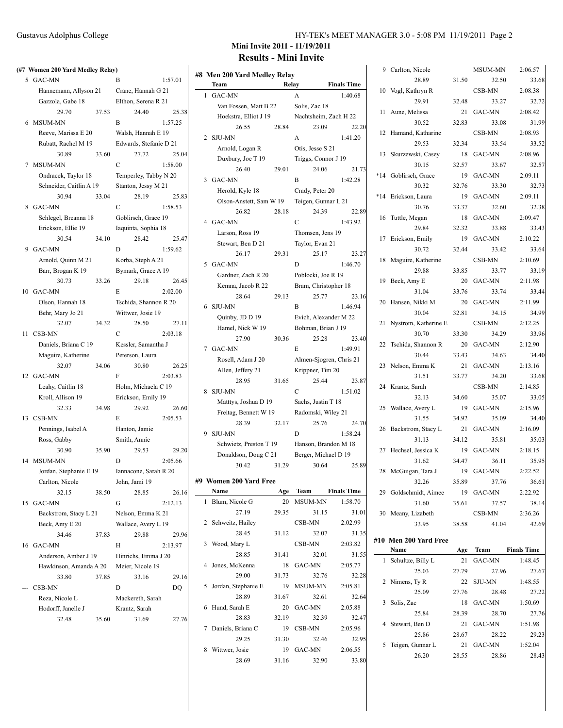**Mini Invite 2011 - 11/19/2011**

## Results - Mini Invite

### (#7 Women 200 Yard Medley Relay)

| Place | Team | Relay | Finals Time |
|---|---|---|---|
| 5 | GAC-MN | B | 1:57.01 |
| | Hannemann, Allyson 21; Crane, Hannah G 21; Gazzola, Gabe 18; Elthon, Serena R 21 | | |
| | 29.70 / 37.53 / 24.40 / 25.38 | | |
| 6 | MSUM-MN | B | 1:57.25 |
| | Reeve, Marissa E 20; Walsh, Hannah E 19; Rubatt, Rachel M 19; Edwards, Stefanie D 21 | | |
| | 30.89 / 33.60 / 27.72 / 25.04 | | |
| 7 | MSUM-MN | C | 1:58.00 |
| | Ondracek, Taylor 18; Temperley, Tabby N 20; Schneider, Caitlin A 19; Stanton, Jessy M 21 | | |
| | 30.94 / 33.04 / 28.19 / 25.83 | | |
| 8 | GAC-MN | C | 1:58.53 |
| | Schlegel, Breanna 18; Goblirsch, Grace 19; Erickson, Ellie 19; Iaquinta, Sophia 18 | | |
| | 30.54 / 34.10 / 28.42 / 25.47 | | |
| 9 | GAC-MN | D | 1:59.62 |
| | Arnold, Quinn M 21; Korba, Steph A 21; Barr, Brogan K 19; Bymark, Grace A 19 | | |
| | 30.73 / 33.26 / 29.18 / 26.45 | | |
| 10 | GAC-MN | E | 2:02.00 |
| | Olson, Hannah 18; Tschida, Shannon R 20; Behr, Mary Jo 21; Wittwer, Josie 19 | | |
| | 32.07 / 34.32 / 28.50 / 27.11 | | |
| 11 | CSB-MN | C | 2:03.18 |
| | Daniels, Briana C 19; Kessler, Samantha J; Maguire, Katherine; Peterson, Laura | | |
| | 32.07 / 34.06 / 30.80 / 26.25 | | |
| 12 | GAC-MN | F | 2:03.83 |
| | Leahy, Caitlin 18; Holm, Michaela C 19; Kroll, Allison 19; Erickson, Emily 19 | | |
| | 32.33 / 34.98 / 29.92 / 26.60 | | |
| 13 | CSB-MN | E | 2:05.53 |
| | Pennings, Isabel A; Hanton, Jamie; Ross, Gabby; Smith, Annie | | |
| | 30.90 / 35.90 / 29.53 / 29.20 | | |
| 14 | MSUM-MN | D | 2:05.66 |
| | Jordan, Stephanie E 19; Iannacone, Sarah R 20; Carlton, Nicole; John, Jami 19 | | |
| | 32.15 / 38.50 / 28.85 / 26.16 | | |
| 15 | GAC-MN | G | 2:12.13 |
| | Backstrom, Stacy L 21; Nelson, Emma K 21; Beck, Amy E 20; Wallace, Avery L 19 | | |
| | 34.46 / 37.83 / 29.88 / 29.96 | | |
| 16 | GAC-MN | H | 2:13.97 |
| | Anderson, Amber J 19; Hinrichs, Emma J 20; Hawkinson, Amanda A 20; Meier, Nicole 19 | | |
| | 33.80 / 37.85 / 33.16 / 29.16 | | |
| --- | CSB-MN | D | DQ |
| | Reza, Nicole L; Mackereth, Sarah; Hodorff, Janelle J; Krantz, Sarah | | |
| | 32.48 / 35.60 / 31.69 / 27.76 | | |

### #8 Men 200 Yard Medley Relay

| Place | Team | Relay | Finals Time |
|---|---|---|---|
| 1 | GAC-MN | A | 1:40.68 |
| | Van Fossen, Matt B 22; Solis, Zac 18; Hoekstra, Elliot J 19; Nachtsheim, Zach H 22 | | |
| | 26.55 / 28.84 / 23.09 / 22.20 | | |
| 2 | SJU-MN | A | 1:41.20 |
| | Arnold, Logan R; Otis, Jesse S 21; Duxbury, Joe T 19; Triggs, Connor J 19 | | |
| | 26.40 / 29.01 / 24.06 / 21.73 | | |
| 3 | GAC-MN | B | 1:42.28 |
| | Herold, Kyle 18; Crady, Peter 20; Olson-Anstett, Sam W 19; Teigen, Gunnar L 21 | | |
| | 26.82 / 28.18 / 24.39 / 22.89 | | |
| 4 | GAC-MN | C | 1:43.92 |
| | Larson, Ross 19; Thomsen, Jens 19; Stewart, Ben D 21; Taylor, Evan 21 | | |
| | 26.17 / 29.31 / 25.17 / 23.27 | | |
| 5 | GAC-MN | D | 1:46.70 |
| | Gardner, Zach R 20; Poblocki, Joe R 19; Kemna, Jacob R 22; Bram, Christopher 18 | | |
| | 28.64 / 29.13 / 25.77 / 23.16 | | |
| 6 | SJU-MN | B | 1:46.94 |
| | Quinby, JD D 19; Evich, Alexander M 22; Hamel, Nick W 19; Bohman, Brian J 19 | | |
| | 27.90 / 30.36 / 25.28 / 23.40 | | |
| 7 | GAC-MN | E | 1:49.91 |
| | Rosell, Adam J 20; Almen-Sjogren, Chris 21; Allen, Jeffery 21; Krippner, Tim 20 | | |
| | 28.95 / 31.65 / 25.44 / 23.87 | | |
| 8 | SJU-MN | C | 1:51.02 |
| | Matttys, Joshua D 19; Sachs, Justin T 18; Freitag, Bennett W 19; Radomski, Wiley 21 | | |
| | 28.39 / 32.17 / 25.76 / 24.70 | | |
| 9 | SJU-MN | D | 1:58.24 |
| | Schwietz, Preston T 19; Hanson, Brandon M 18; Donaldson, Doug C 21; Berger, Michael D 19 | | |
| | 30.42 / 31.29 / 30.64 / 25.89 | | |

### #9 Women 200 Yard Free

| Place | Name | Age | Team | Finals Time | Splits |
|---|---|---|---|---|---|
| 1 | Blum, Nicole G | 20 | MSUM-MN | 1:58.70 | 27.19 / 29.35 / 31.15 / 31.01 |
| 2 | Schweitz, Hailey | | CSB-MN | 2:02.99 | 28.45 / 31.12 / 32.07 / 31.35 |
| 3 | Wood, Mary L | | CSB-MN | 2:03.82 | 28.85 / 31.41 / 32.01 / 31.55 |
| 4 | Jones, McKenna | 18 | GAC-MN | 2:05.77 | 29.00 / 31.73 / 32.76 / 32.28 |
| 5 | Jordan, Stephanie E | 19 | MSUM-MN | 2:05.81 | 28.89 / 31.67 / 32.61 / 32.64 |
| 6 | Hund, Sarah E | 20 | GAC-MN | 2:05.88 | 28.83 / 32.19 / 32.39 / 32.47 |
| 7 | Daniels, Briana C | 19 | CSB-MN | 2:05.96 | 29.25 / 31.30 / 32.46 / 32.95 |
| 8 | Wittwer, Josie | 19 | GAC-MN | 2:06.55 | 28.69 / 31.16 / 32.90 / 33.80 |
| 9 | Carlton, Nicole | | MSUM-MN | 2:06.57 | 28.89 / 31.50 / 32.50 / 33.68 |
| 10 | Vogl, Kathryn R | | CSB-MN | 2:08.38 | 29.91 / 32.48 / 33.27 / 32.72 |
| 11 | Aune, Melissa | 21 | GAC-MN | 2:08.42 | 30.52 / 32.83 / 33.08 / 31.99 |
| 12 | Hamand, Katharine | | CSB-MN | 2:08.93 | 29.53 / 32.34 / 33.54 / 33.52 |
| 13 | Skurzewski, Casey | 18 | GAC-MN | 2:08.96 | 30.15 / 32.57 / 33.67 / 32.57 |
| *14 | Goblirsch, Grace | 19 | GAC-MN | 2:09.11 | 30.32 / 32.76 / 33.30 / 32.73 |
| *14 | Erickson, Laura | 19 | GAC-MN | 2:09.11 | 30.76 / 33.37 / 32.60 / 32.38 |
| 16 | Tuttle, Megan | 18 | GAC-MN | 2:09.47 | 29.84 / 32.32 / 33.88 / 33.43 |
| 17 | Erickson, Emily | 19 | GAC-MN | 2:10.22 | 30.72 / 32.44 / 33.42 / 33.64 |
| 18 | Maguire, Katherine | | CSB-MN | 2:10.69 | 29.88 / 33.85 / 33.77 / 33.19 |
| 19 | Beck, Amy E | 20 | GAC-MN | 2:11.98 | 31.04 / 33.76 / 33.74 / 33.44 |
| 20 | Hansen, Nikki M | 20 | GAC-MN | 2:11.99 | 30.04 / 32.81 / 34.15 / 34.99 |
| 21 | Nystrom, Katherine E | | CSB-MN | 2:12.25 | 30.70 / 33.30 / 34.29 / 33.96 |
| 22 | Tschida, Shannon R | 20 | GAC-MN | 2:12.90 | 30.44 / 33.43 / 34.63 / 34.40 |
| 23 | Nelson, Emma K | 21 | GAC-MN | 2:13.16 | 31.51 / 33.77 / 34.20 / 33.68 |
| 24 | Krantz, Sarah | | CSB-MN | 2:14.85 | 32.13 / 34.60 / 35.07 / 33.05 |
| 25 | Wallace, Avery L | 19 | GAC-MN | 2:15.96 | 31.55 / 34.92 / 35.09 / 34.40 |
| 26 | Backstrom, Stacy L | 21 | GAC-MN | 2:16.09 | 31.13 / 34.12 / 35.81 / 35.03 |
| 27 | Hechsel, Jessica K | 19 | GAC-MN | 2:18.15 | 31.62 / 34.47 / 36.11 / 35.95 |
| 28 | McGuigan, Tara J | 19 | GAC-MN | 2:22.52 | 32.26 / 35.89 / 37.76 / 36.61 |
| 29 | Goldschmidt, Aimee | 19 | GAC-MN | 2:22.92 | 31.60 / 35.61 / 37.57 / 38.14 |
| 30 | Meany, Lizabeth | | CSB-MN | 2:36.26 | 33.95 / 38.58 / 41.04 / 42.69 |

### #10 Men 200 Yard Free

| Place | Name | Age | Team | Finals Time | Splits |
|---|---|---|---|---|---|
| 1 | Schultze, Billy L | 21 | GAC-MN | 1:48.45 | 25.03 / 27.79 / 27.96 / 27.67 |
| 2 | Nimens, Ty R | 22 | SJU-MN | 1:48.55 | 25.09 / 27.76 / 28.48 / 27.22 |
| 3 | Solis, Zac | 18 | GAC-MN | 1:50.69 | 25.84 / 28.39 / 28.70 / 27.76 |
| 4 | Stewart, Ben D | 21 | GAC-MN | 1:51.98 | 25.86 / 28.67 / 28.22 / 29.23 |
| 5 | Teigen, Gunnar L | 21 | GAC-MN | 1:52.04 | 26.20 / 28.55 / 28.86 / 28.43 |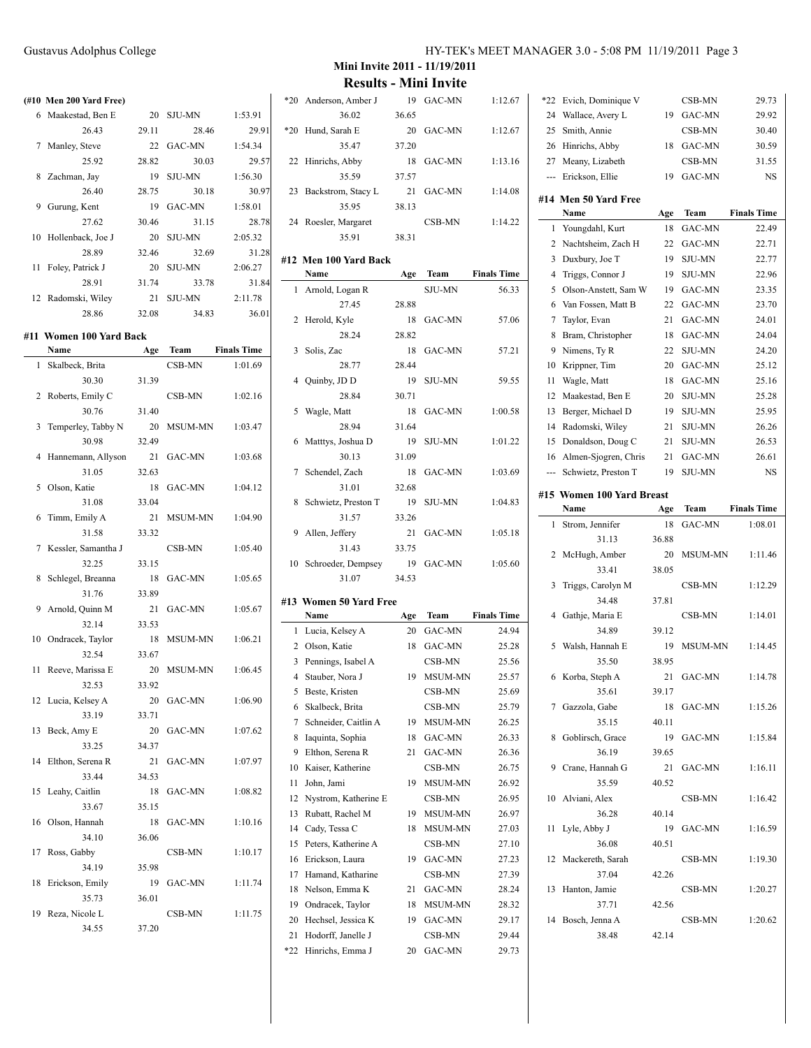**Mini Invite 2011 - 11/19/2011**

**Results - Mini Invite**

**(#10 Men 200 Yard Free)**

| | Name | Age | Team | Finals Time |
|---|---|---|---|---|
| 6 | Maakestad, Ben E | 20 | SJU-MN | 1:53.91 |
| | 26.43 29.11 28.46 29.91 | | | |
| 7 | Manley, Steve | 22 | GAC-MN | 1:54.34 |
| | 25.92 28.82 30.03 29.57 | | | |
| 8 | Zachman, Jay | 19 | SJU-MN | 1:56.30 |
| | 26.40 28.75 30.18 30.97 | | | |
| 9 | Gurung, Kent | 19 | GAC-MN | 1:58.01 |
| | 27.62 30.46 31.15 28.78 | | | |
| 10 | Hollenback, Joe J | 20 | SJU-MN | 2:05.32 |
| | 28.89 32.46 32.69 31.28 | | | |
| 11 | Foley, Patrick J | 20 | SJU-MN | 2:06.27 |
| | 28.91 31.74 33.78 31.84 | | | |
| 12 | Radomski, Wiley | 21 | SJU-MN | 2:11.78 |
| | 28.86 32.08 34.83 36.01 | | | |

**#11 Women 100 Yard Back**

| | Name | Age | Team | Finals Time |
|---|---|---|---|---|
| 1 | Skalbeck, Brita | | CSB-MN | 1:01.69 |
| | 30.30 31.39 | | | |
| 2 | Roberts, Emily C | | CSB-MN | 1:02.16 |
| | 30.76 31.40 | | | |
| 3 | Temperley, Tabby N | 20 | MSUM-MN | 1:03.47 |
| | 30.98 32.49 | | | |
| 4 | Hannemann, Allyson | 21 | GAC-MN | 1:03.68 |
| | 31.05 32.63 | | | |
| 5 | Olson, Katie | 18 | GAC-MN | 1:04.12 |
| | 31.08 33.04 | | | |
| 6 | Timm, Emily A | 21 | MSUM-MN | 1:04.90 |
| | 31.58 33.32 | | | |
| 7 | Kessler, Samantha J | | CSB-MN | 1:05.40 |
| | 32.25 33.15 | | | |
| 8 | Schlegel, Breanna | 18 | GAC-MN | 1:05.65 |
| | 31.76 33.89 | | | |
| 9 | Arnold, Quinn M | 21 | GAC-MN | 1:05.67 |
| | 32.14 33.53 | | | |
| 10 | Ondracek, Taylor | 18 | MSUM-MN | 1:06.21 |
| | 32.54 33.67 | | | |
| 11 | Reeve, Marissa E | 20 | MSUM-MN | 1:06.45 |
| | 32.53 33.92 | | | |
| 12 | Lucia, Kelsey A | 20 | GAC-MN | 1:06.90 |
| | 33.19 33.71 | | | |
| 13 | Beck, Amy E | 20 | GAC-MN | 1:07.62 |
| | 33.25 34.37 | | | |
| 14 | Elthon, Serena R | 21 | GAC-MN | 1:07.97 |
| | 33.44 34.53 | | | |
| 15 | Leahy, Caitlin | 18 | GAC-MN | 1:08.82 |
| | 33.67 35.15 | | | |
| 16 | Olson, Hannah | 18 | GAC-MN | 1:10.16 |
| | 34.10 36.06 | | | |
| 17 | Ross, Gabby | | CSB-MN | 1:10.17 |
| | 34.19 35.98 | | | |
| 18 | Erickson, Emily | 19 | GAC-MN | 1:11.74 |
| | 35.73 36.01 | | | |
| 19 | Reza, Nicole L | | CSB-MN | 1:11.75 |
| | 34.55 37.20 | | | |
| *20 | Anderson, Amber J | 19 | GAC-MN | 1:12.67 |
| | 36.02 36.65 | | | |
| *20 | Hund, Sarah E | 20 | GAC-MN | 1:12.67 |
| | 35.47 37.20 | | | |
| 22 | Hinrichs, Abby | 18 | GAC-MN | 1:13.16 |
| | 35.59 37.57 | | | |
| 23 | Backstrom, Stacy L | 21 | GAC-MN | 1:14.08 |
| | 35.95 38.13 | | | |
| 24 | Roesler, Margaret | | CSB-MN | 1:14.22 |
| | 35.91 38.31 | | | |

**#12 Men 100 Yard Back**

| | Name | Age | Team | Finals Time |
|---|---|---|---|---|
| 1 | Arnold, Logan R | | SJU-MN | 56.33 |
| | 27.45 28.88 | | | |
| 2 | Herold, Kyle | 18 | GAC-MN | 57.06 |
| | 28.24 28.82 | | | |
| 3 | Solis, Zac | 18 | GAC-MN | 57.21 |
| | 28.77 28.44 | | | |
| 4 | Quinby, JD D | 19 | SJU-MN | 59.55 |
| | 28.84 30.71 | | | |
| 5 | Wagle, Matt | 18 | GAC-MN | 1:00.58 |
| | 28.94 31.64 | | | |
| 6 | Matttys, Joshua D | 19 | SJU-MN | 1:01.22 |
| | 30.13 31.09 | | | |
| 7 | Schendel, Zach | 18 | GAC-MN | 1:03.69 |
| | 31.01 32.68 | | | |
| 8 | Schwietz, Preston T | 19 | SJU-MN | 1:04.83 |
| | 31.57 33.26 | | | |
| 9 | Allen, Jeffery | 21 | GAC-MN | 1:05.18 |
| | 31.43 33.75 | | | |
| 10 | Schroeder, Dempsey | 19 | GAC-MN | 1:05.60 |
| | 31.07 34.53 | | | |

**#13 Women 50 Yard Free**

| | Name | Age | Team | Finals Time |
|---|---|---|---|---|
| 1 | Lucia, Kelsey A | 20 | GAC-MN | 24.94 |
| 2 | Olson, Katie | 18 | GAC-MN | 25.28 |
| 3 | Pennings, Isabel A | | CSB-MN | 25.56 |
| 4 | Stauber, Nora J | 19 | MSUM-MN | 25.57 |
| 5 | Beste, Kristen | | CSB-MN | 25.69 |
| 6 | Skalbeck, Brita | | CSB-MN | 25.79 |
| 7 | Schneider, Caitlin A | 19 | MSUM-MN | 26.25 |
| 8 | Iaquinta, Sophia | 18 | GAC-MN | 26.33 |
| 9 | Elthon, Serena R | 21 | GAC-MN | 26.36 |
| 10 | Kaiser, Katherine | | CSB-MN | 26.75 |
| 11 | John, Jami | 19 | MSUM-MN | 26.92 |
| 12 | Nystrom, Katherine E | | CSB-MN | 26.95 |
| 13 | Rubatt, Rachel M | 19 | MSUM-MN | 26.97 |
| 14 | Cady, Tessa C | 18 | MSUM-MN | 27.03 |
| 15 | Peters, Katherine A | | CSB-MN | 27.10 |
| 16 | Erickson, Laura | 19 | GAC-MN | 27.23 |
| 17 | Hamand, Katharine | | CSB-MN | 27.39 |
| 18 | Nelson, Emma K | 21 | GAC-MN | 28.24 |
| 19 | Ondracek, Taylor | 18 | MSUM-MN | 28.32 |
| 20 | Hechsel, Jessica K | 19 | GAC-MN | 29.17 |
| 21 | Hodorff, Janelle J | | CSB-MN | 29.44 |
| *22 | Hinrichs, Emma J | 20 | GAC-MN | 29.73 |
| *22 | Evich, Dominique V | | CSB-MN | 29.73 |
| 24 | Wallace, Avery L | 19 | GAC-MN | 29.92 |
| 25 | Smith, Annie | | CSB-MN | 30.40 |
| 26 | Hinrichs, Abby | 18 | GAC-MN | 30.59 |
| 27 | Meany, Lizabeth | | CSB-MN | 31.55 |
| --- | Erickson, Ellie | 19 | GAC-MN | NS |

**#14 Men 50 Yard Free**

| | Name | Age | Team | Finals Time |
|---|---|---|---|---|
| 1 | Youngdahl, Kurt | 18 | GAC-MN | 22.49 |
| 2 | Nachtsheim, Zach H | 22 | GAC-MN | 22.71 |
| 3 | Duxbury, Joe T | 19 | SJU-MN | 22.77 |
| 4 | Triggs, Connor J | 19 | SJU-MN | 22.96 |
| 5 | Olson-Anstett, Sam W | 19 | GAC-MN | 23.35 |
| 6 | Van Fossen, Matt B | 22 | GAC-MN | 23.70 |
| 7 | Taylor, Evan | 21 | GAC-MN | 24.01 |
| 8 | Bram, Christopher | 18 | GAC-MN | 24.04 |
| 9 | Nimens, Ty R | 22 | SJU-MN | 24.20 |
| 10 | Krippner, Tim | 20 | GAC-MN | 25.12 |
| 11 | Wagle, Matt | 18 | GAC-MN | 25.16 |
| 12 | Maakestad, Ben E | 20 | SJU-MN | 25.28 |
| 13 | Berger, Michael D | 19 | SJU-MN | 25.95 |
| 14 | Radomski, Wiley | 21 | SJU-MN | 26.26 |
| 15 | Donaldson, Doug C | 21 | SJU-MN | 26.53 |
| 16 | Almen-Sjogren, Chris | 21 | GAC-MN | 26.61 |
| --- | Schwietz, Preston T | 19 | SJU-MN | NS |

**#15 Women 100 Yard Breast**

| | Name | Age | Team | Finals Time |
|---|---|---|---|---|
| 1 | Strom, Jennifer | 18 | GAC-MN | 1:08.01 |
| | 31.13 36.88 | | | |
| 2 | McHugh, Amber | 20 | MSUM-MN | 1:11.46 |
| | 33.41 38.05 | | | |
| 3 | Triggs, Carolyn M | | CSB-MN | 1:12.29 |
| | 34.48 37.81 | | | |
| 4 | Gathje, Maria E | | CSB-MN | 1:14.01 |
| | 34.89 39.12 | | | |
| 5 | Walsh, Hannah E | 19 | MSUM-MN | 1:14.45 |
| | 35.50 38.95 | | | |
| 6 | Korba, Steph A | 21 | GAC-MN | 1:14.78 |
| | 35.61 39.17 | | | |
| 7 | Gazzola, Gabe | 18 | GAC-MN | 1:15.26 |
| | 35.15 40.11 | | | |
| 8 | Goblirsch, Grace | 19 | GAC-MN | 1:15.84 |
| | 36.19 39.65 | | | |
| 9 | Crane, Hannah G | 21 | GAC-MN | 1:16.11 |
| | 35.59 40.52 | | | |
| 10 | Alviani, Alex | | CSB-MN | 1:16.42 |
| | 36.28 40.14 | | | |
| 11 | Lyle, Abby J | 19 | GAC-MN | 1:16.59 |
| | 36.08 40.51 | | | |
| 12 | Mackereth, Sarah | | CSB-MN | 1:19.30 |
| | 37.04 42.26 | | | |
| 13 | Hanton, Jamie | | CSB-MN | 1:20.27 |
| | 37.71 42.56 | | | |
| 14 | Bosch, Jenna A | | CSB-MN | 1:20.62 |
| | 38.48 42.14 | | | |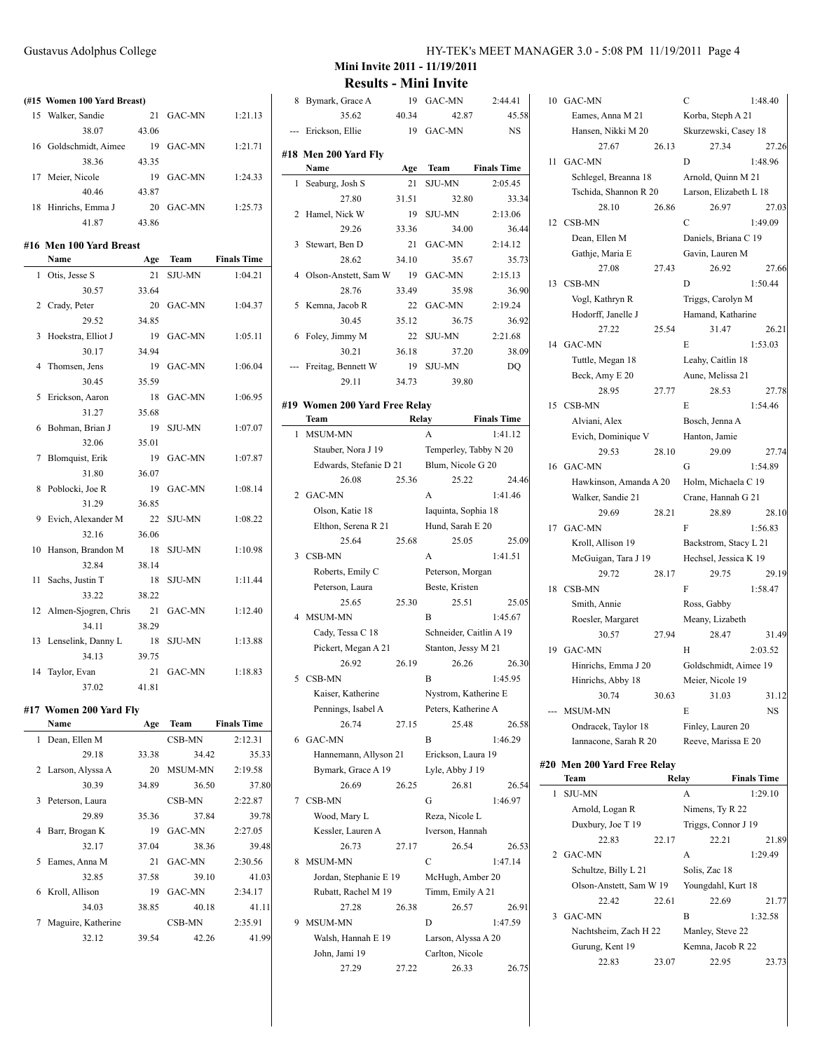# Mini Invite 2011 - 11/19/2011

## Results - Mini Invite

### (#15 Women 100 Yard Breast)

| | Name | Age | Team | Finals Time |
|---|---|---|---|---|
| 15 | Walker, Sandie | 21 | GAC-MN | 1:21.13 |
| | 38.07 | 43.06 | | |
| 16 | Goldschmidt, Aimee | 19 | GAC-MN | 1:21.71 |
| | 38.36 | 43.35 | | |
| 17 | Meier, Nicole | 19 | GAC-MN | 1:24.33 |
| | 40.46 | 43.87 | | |
| 18 | Hinrichs, Emma J | 20 | GAC-MN | 1:25.73 |
| | 41.87 | 43.86 | | |

### #16 Men 100 Yard Breast

| | Name | Age | Team | Finals Time |
|---|---|---|---|---|
| 1 | Otis, Jesse S | 21 | SJU-MN | 1:04.21 |
| | 30.57 | 33.64 | | |
| 2 | Crady, Peter | 20 | GAC-MN | 1:04.37 |
| | 29.52 | 34.85 | | |
| 3 | Hoekstra, Elliot J | 19 | GAC-MN | 1:05.11 |
| | 30.17 | 34.94 | | |
| 4 | Thomsen, Jens | 19 | GAC-MN | 1:06.04 |
| | 30.45 | 35.59 | | |
| 5 | Erickson, Aaron | 18 | GAC-MN | 1:06.95 |
| | 31.27 | 35.68 | | |
| 6 | Bohman, Brian J | 19 | SJU-MN | 1:07.07 |
| | 32.06 | 35.01 | | |
| 7 | Blomquist, Erik | 19 | GAC-MN | 1:07.87 |
| | 31.80 | 36.07 | | |
| 8 | Poblocki, Joe R | 19 | GAC-MN | 1:08.14 |
| | 31.29 | 36.85 | | |
| 9 | Evich, Alexander M | 22 | SJU-MN | 1:08.22 |
| | 32.16 | 36.06 | | |
| 10 | Hanson, Brandon M | 18 | SJU-MN | 1:10.98 |
| | 32.84 | 38.14 | | |
| 11 | Sachs, Justin T | 18 | SJU-MN | 1:11.44 |
| | 33.22 | 38.22 | | |
| 12 | Almen-Sjogren, Chris | 21 | GAC-MN | 1:12.40 |
| | 34.11 | 38.29 | | |
| 13 | Lenselink, Danny L | 18 | SJU-MN | 1:13.88 |
| | 34.13 | 39.75 | | |
| 14 | Taylor, Evan | 21 | GAC-MN | 1:18.83 |
| | 37.02 | 41.81 | | |

### #17 Women 200 Yard Fly

| | Name | Age | Team | | Finals Time |
|---|---|---|---|---|---|
| 1 | Dean, Ellen M | | CSB-MN | | 2:12.31 |
| | 29.18 | 33.38 | 34.42 | | 35.33 |
| 2 | Larson, Alyssa A | 20 | MSUM-MN | | 2:19.58 |
| | 30.39 | 34.89 | 36.50 | | 37.80 |
| 3 | Peterson, Laura | | CSB-MN | | 2:22.87 |
| | 29.89 | 35.36 | 37.84 | | 39.78 |
| 4 | Barr, Brogan K | 19 | GAC-MN | | 2:27.05 |
| | 32.17 | 37.04 | 38.36 | | 39.48 |
| 5 | Eames, Anna M | 21 | GAC-MN | | 2:30.56 |
| | 32.85 | 37.58 | 39.10 | | 41.03 |
| 6 | Kroll, Allison | 19 | GAC-MN | | 2:34.17 |
| | 34.03 | 38.85 | 40.18 | | 41.11 |
| 7 | Maguire, Katherine | | CSB-MN | | 2:35.91 |
| | 32.12 | 39.54 | 42.26 | | 41.99 |
| 8 | Bymark, Grace A | 19 | GAC-MN | | 2:44.41 |
| | 35.62 | 40.34 | 42.87 | | 45.58 |
| --- | Erickson, Ellie | 19 | GAC-MN | | NS |

### #18 Men 200 Yard Fly

| | Name | Age | Team | | Finals Time |
|---|---|---|---|---|---|
| 1 | Seaburg, Josh S | 21 | SJU-MN | | 2:05.45 |
| | 27.80 | 31.51 | 32.80 | | 33.34 |
| 2 | Hamel, Nick W | 19 | SJU-MN | | 2:13.06 |
| | 29.26 | 33.36 | 34.00 | | 36.44 |
| 3 | Stewart, Ben D | 21 | GAC-MN | | 2:14.12 |
| | 28.62 | 34.10 | 35.67 | | 35.73 |
| 4 | Olson-Anstett, Sam W | 19 | GAC-MN | | 2:15.13 |
| | 28.76 | 33.49 | 35.98 | | 36.90 |
| 5 | Kemna, Jacob R | 22 | GAC-MN | | 2:19.24 |
| | 30.45 | 35.12 | 36.75 | | 36.92 |
| 6 | Foley, Jimmy M | 22 | SJU-MN | | 2:21.68 |
| | 30.21 | 36.18 | 37.20 | | 38.09 |
| --- | Freitag, Bennett W | 19 | SJU-MN | | DQ |
| | 29.11 | 34.73 | 39.80 | | |

### #19 Women 200 Yard Free Relay

| | Team | | Relay | Finals Time |
|---|---|---|---|---|
| 1 | MSUM-MN | | A | 1:41.12 |
| | Stauber, Nora J 19 | | Temperley, Tabby N 20 | |
| | Edwards, Stefanie D 21 | | Blum, Nicole G 20 | |
| | 26.08 | 25.36 | 25.22 | 24.46 |
| 2 | GAC-MN | | A | 1:41.46 |
| | Olson, Katie 18 | | Iaquinta, Sophia 18 | |
| | Elthon, Serena R 21 | | Hund, Sarah E 20 | |
| | 25.64 | 25.68 | 25.05 | 25.09 |
| 3 | CSB-MN | | A | 1:41.51 |
| | Roberts, Emily C | | Peterson, Morgan | |
| | Peterson, Laura | | Beste, Kristen | |
| | 25.65 | 25.30 | 25.51 | 25.05 |
| 4 | MSUM-MN | | B | 1:45.67 |
| | Cady, Tessa C 18 | | Schneider, Caitlin A 19 | |
| | Pickert, Megan A 21 | | Stanton, Jessy M 21 | |
| | 26.92 | 26.19 | 26.26 | 26.30 |
| 5 | CSB-MN | | B | 1:45.95 |
| | Kaiser, Katherine | | Nystrom, Katherine E | |
| | Pennings, Isabel A | | Peters, Katherine A | |
| | 26.74 | 27.15 | 25.48 | 26.58 |
| 6 | GAC-MN | | B | 1:46.29 |
| | Hannemann, Allyson 21 | | Erickson, Laura 19 | |
| | Bymark, Grace A 19 | | Lyle, Abby J 19 | |
| | 26.69 | 26.25 | 26.81 | 26.54 |
| 7 | CSB-MN | | G | 1:46.97 |
| | Wood, Mary L | | Reza, Nicole L | |
| | Kessler, Lauren A | | Iverson, Hannah | |
| | 26.73 | 27.17 | 26.54 | 26.53 |
| 8 | MSUM-MN | | C | 1:47.14 |
| | Jordan, Stephanie E 19 | | McHugh, Amber 20 | |
| | Rubatt, Rachel M 19 | | Timm, Emily A 21 | |
| | 27.28 | 26.38 | 26.57 | 26.91 |
| 9 | MSUM-MN | | D | 1:47.59 |
| | Walsh, Hannah E 19 | | Larson, Alyssa A 20 | |
| | John, Jami 19 | | Carlton, Nicole | |
| | 27.29 | 27.22 | 26.33 | 26.75 |
| 10 | GAC-MN | | C | 1:48.40 |
| | Eames, Anna M 21 | | Korba, Steph A 21 | |
| | Hansen, Nikki M 20 | | Skurzewski, Casey 18 | |
| | 27.67 | 26.13 | 27.34 | 27.26 |
| 11 | GAC-MN | | D | 1:48.96 |
| | Schlegel, Breanna 18 | | Arnold, Quinn M 21 | |
| | Tschida, Shannon R 20 | | Larson, Elizabeth L 18 | |
| | 28.10 | 26.86 | 26.97 | 27.03 |
| 12 | CSB-MN | | C | 1:49.09 |
| | Dean, Ellen M | | Daniels, Briana C 19 | |
| | Gathje, Maria E | | Gavin, Lauren M | |
| | 27.08 | 27.43 | 26.92 | 27.66 |
| 13 | CSB-MN | | D | 1:50.44 |
| | Vogl, Kathryn R | | Triggs, Carolyn M | |
| | Hodorff, Janelle J | | Hamand, Katharine | |
| | 27.22 | 25.54 | 31.47 | 26.21 |
| 14 | GAC-MN | | E | 1:53.03 |
| | Tuttle, Megan 18 | | Leahy, Caitlin 18 | |
| | Beck, Amy E 20 | | Aune, Melissa 21 | |
| | 28.95 | 27.77 | 28.53 | 27.78 |
| 15 | CSB-MN | | E | 1:54.46 |
| | Alviani, Alex | | Bosch, Jenna A | |
| | Evich, Dominique V | | Hanton, Jamie | |
| | 29.53 | 28.10 | 29.09 | 27.74 |
| 16 | GAC-MN | | G | 1:54.89 |
| | Hawkinson, Amanda A 20 | | Holm, Michaela C 19 | |
| | Walker, Sandie 21 | | Crane, Hannah G 21 | |
| | 29.69 | 28.21 | 28.89 | 28.10 |
| 17 | GAC-MN | | F | 1:56.83 |
| | Kroll, Allison 19 | | Backstrom, Stacy L 21 | |
| | McGuigan, Tara J 19 | | Hechsel, Jessica K 19 | |
| | 29.72 | 28.17 | 29.75 | 29.19 |
| 18 | CSB-MN | | F | 1:58.47 |
| | Smith, Annie | | Ross, Gabby | |
| | Roesler, Margaret | | Meany, Lizabeth | |
| | 30.57 | 27.94 | 28.47 | 31.49 |
| 19 | GAC-MN | | H | 2:03.52 |
| | Hinrichs, Emma J 20 | | Goldschmidt, Aimee 19 | |
| | Hinrichs, Abby 18 | | Meier, Nicole 19 | |
| | 30.74 | 30.63 | 31.03 | 31.12 |
| --- | MSUM-MN | | E | NS |
| | Ondracek, Taylor 18 | | Finley, Lauren 20 | |
| | Iannacone, Sarah R 20 | | Reeve, Marissa E 20 | |

### #20 Men 200 Yard Free Relay

| | Team | | Relay | Finals Time |
|---|---|---|---|---|
| 1 | SJU-MN | | A | 1:29.10 |
| | Arnold, Logan R | | Nimens, Ty R 22 | |
| | Duxbury, Joe T 19 | | Triggs, Connor J 19 | |
| | 22.83 | 22.17 | 22.21 | 21.89 |
| 2 | GAC-MN | | A | 1:29.49 |
| | Schultze, Billy L 21 | | Solis, Zac 18 | |
| | Olson-Anstett, Sam W 19 | | Youngdahl, Kurt 18 | |
| | 22.42 | 22.61 | 22.69 | 21.77 |
| 3 | GAC-MN | | B | 1:32.58 |
| | Nachtsheim, Zach H 22 | | Manley, Steve 22 | |
| | Gurung, Kent 19 | | Kemna, Jacob R 22 | |
| | 22.83 | 23.07 | 22.95 | 23.73 |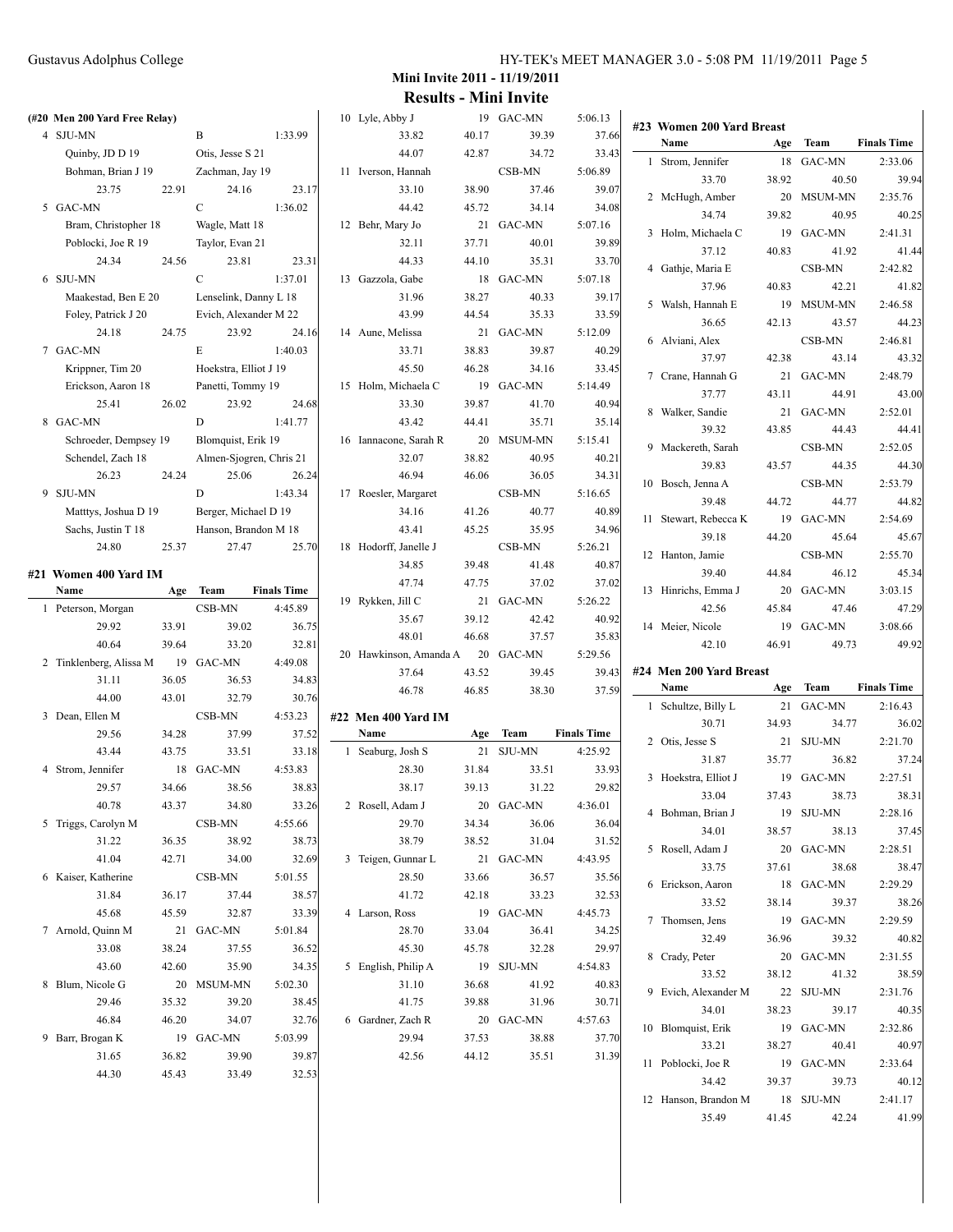## Mini Invite 2011 - 11/19/2011

## Results - Mini Invite

### (#20 Men 200 Yard Free Relay)

| | Team | Relay | Finals Time |
|---|---|---|---|
| 4 | SJU-MN | B | 1:33.99 |
| | Quinby, JD D 19 | Otis, Jesse S 21 | |
| | Bohman, Brian J 19 | Zachman, Jay 19 | |
| | 23.75 22.91 | 24.16 | 23.17 |
| 5 | GAC-MN | C | 1:36.02 |
| | Bram, Christopher 18 | Wagle, Matt 18 | |
| | Poblocki, Joe R 19 | Taylor, Evan 21 | |
| | 24.34 24.56 | 23.81 | 23.31 |
| 6 | SJU-MN | C | 1:37.01 |
| | Maakestad, Ben E 20 | Lenselink, Danny L 18 | |
| | Foley, Patrick J 20 | Evich, Alexander M 22 | |
| | 24.18 24.75 | 23.92 | 24.16 |
| 7 | GAC-MN | E | 1:40.03 |
| | Krippner, Tim 20 | Hoekstra, Elliot J 19 | |
| | Erickson, Aaron 18 | Panetti, Tommy 19 | |
| | 25.41 26.02 | 23.92 | 24.68 |
| 8 | GAC-MN | D | 1:41.77 |
| | Schroeder, Dempsey 19 | Blomquist, Erik 19 | |
| | Schendel, Zach 18 | Almen-Sjogren, Chris 21 | |
| | 26.23 24.24 | 25.06 | 26.24 |
| 9 | SJU-MN | D | 1:43.34 |
| | Matttys, Joshua D 19 | Berger, Michael D 19 | |
| | Sachs, Justin T 18 | Hanson, Brandon M 18 | |
| | 24.80 25.37 | 27.47 | 25.70 |

### #21 Women 400 Yard IM

| | Name | Age | Team | Finals Time |
|---|---|---|---|---|
| 1 | Peterson, Morgan | | CSB-MN | 4:45.89 |
| | 29.92 | 33.91 | 39.02 | 36.75 |
| | 40.64 | 39.64 | 33.20 | 32.81 |
| 2 | Tinklenberg, Alissa M | 19 | GAC-MN | 4:49.08 |
| | 31.11 | 36.05 | 36.53 | 34.83 |
| | 44.00 | 43.01 | 32.79 | 30.76 |
| 3 | Dean, Ellen M | | CSB-MN | 4:53.23 |
| | 29.56 | 34.28 | 37.99 | 37.52 |
| | 43.44 | 43.75 | 33.51 | 33.18 |
| 4 | Strom, Jennifer | 18 | GAC-MN | 4:53.83 |
| | 29.57 | 34.66 | 38.56 | 38.83 |
| | 40.78 | 43.37 | 34.80 | 33.26 |
| 5 | Triggs, Carolyn M | | CSB-MN | 4:55.66 |
| | 31.22 | 36.35 | 38.92 | 38.73 |
| | 41.04 | 42.71 | 34.00 | 32.69 |
| 6 | Kaiser, Katherine | | CSB-MN | 5:01.55 |
| | 31.84 | 36.17 | 37.44 | 38.57 |
| | 45.68 | 45.59 | 32.87 | 33.39 |
| 7 | Arnold, Quinn M | 21 | GAC-MN | 5:01.84 |
| | 33.08 | 38.24 | 37.55 | 36.52 |
| | 43.60 | 42.60 | 35.90 | 34.35 |
| 8 | Blum, Nicole G | 20 | MSUM-MN | 5:02.30 |
| | 29.46 | 35.32 | 39.20 | 38.45 |
| | 46.84 | 46.20 | 34.07 | 32.76 |
| 9 | Barr, Brogan K | 19 | GAC-MN | 5:03.99 |
| | 31.65 | 36.82 | 39.90 | 39.87 |
| | 44.30 | 45.43 | 33.49 | 32.53 |
| 10 | Lyle, Abby J | 19 | GAC-MN | 5:06.13 |
| | 33.82 | 40.17 | 39.39 | 37.66 |
| | 44.07 | 42.87 | 34.72 | 33.43 |
| 11 | Iverson, Hannah | | CSB-MN | 5:06.89 |
| | 33.10 | 38.90 | 37.46 | 39.07 |
| | 44.42 | 45.72 | 34.14 | 34.08 |
| 12 | Behr, Mary Jo | 21 | GAC-MN | 5:07.16 |
| | 32.11 | 37.71 | 40.01 | 39.89 |
| | 44.33 | 44.10 | 35.31 | 33.70 |
| 13 | Gazzola, Gabe | 18 | GAC-MN | 5:07.18 |
| | 31.96 | 38.27 | 40.33 | 39.17 |
| | 43.99 | 44.54 | 35.33 | 33.59 |
| 14 | Aune, Melissa | 21 | GAC-MN | 5:12.09 |
| | 33.71 | 38.83 | 39.87 | 40.29 |
| | 45.50 | 46.28 | 34.16 | 33.45 |
| 15 | Holm, Michaela C | 19 | GAC-MN | 5:14.49 |
| | 33.30 | 39.87 | 41.70 | 40.94 |
| | 43.42 | 44.41 | 35.71 | 35.14 |
| 16 | Iannacone, Sarah R | 20 | MSUM-MN | 5:15.41 |
| | 32.07 | 38.82 | 40.95 | 40.21 |
| | 46.94 | 46.06 | 36.05 | 34.31 |
| 17 | Roesler, Margaret | | CSB-MN | 5:16.65 |
| | 34.16 | 41.26 | 40.77 | 40.89 |
| | 43.41 | 45.25 | 35.95 | 34.96 |
| 18 | Hodorff, Janelle J | | CSB-MN | 5:26.21 |
| | 34.85 | 39.48 | 41.48 | 40.87 |
| | 47.74 | 47.75 | 37.02 | 37.02 |
| 19 | Rykken, Jill C | 21 | GAC-MN | 5:26.22 |
| | 35.67 | 39.12 | 42.42 | 40.92 |
| | 48.01 | 46.68 | 37.57 | 35.83 |
| 20 | Hawkinson, Amanda A | 20 | GAC-MN | 5:29.56 |
| | 37.64 | 43.52 | 39.45 | 39.43 |
| | 46.78 | 46.85 | 38.30 | 37.59 |

### #22 Men 400 Yard IM

| | Name | Age | Team | Finals Time |
|---|---|---|---|---|
| 1 | Seaburg, Josh S | 21 | SJU-MN | 4:25.92 |
| | 28.30 | 31.84 | 33.51 | 33.93 |
| | 38.17 | 39.13 | 31.22 | 29.82 |
| 2 | Rosell, Adam J | 20 | GAC-MN | 4:36.01 |
| | 29.70 | 34.34 | 36.06 | 36.04 |
| | 38.79 | 38.52 | 31.04 | 31.52 |
| 3 | Teigen, Gunnar L | 21 | GAC-MN | 4:43.95 |
| | 28.50 | 33.66 | 36.57 | 35.56 |
| | 41.72 | 42.18 | 33.23 | 32.53 |
| 4 | Larson, Ross | 19 | GAC-MN | 4:45.73 |
| | 28.70 | 33.04 | 36.41 | 34.25 |
| | 45.30 | 45.78 | 32.28 | 29.97 |
| 5 | English, Philip A | 19 | SJU-MN | 4:54.83 |
| | 31.10 | 36.68 | 41.92 | 40.83 |
| | 41.75 | 39.88 | 31.96 | 30.71 |
| 6 | Gardner, Zach R | 20 | GAC-MN | 4:57.63 |
| | 29.94 | 37.53 | 38.88 | 37.70 |
| | 42.56 | 44.12 | 35.51 | 31.39 |

### #23 Women 200 Yard Breast

| | Name | Age | Team | Finals Time |
|---|---|---|---|---|
| 1 | Strom, Jennifer | 18 | GAC-MN | 2:33.06 |
| | 33.70 | 38.92 | 40.50 | 39.94 |
| 2 | McHugh, Amber | 20 | MSUM-MN | 2:35.76 |
| | 34.74 | 39.82 | 40.95 | 40.25 |
| 3 | Holm, Michaela C | 19 | GAC-MN | 2:41.31 |
| | 37.12 | 40.83 | 41.92 | 41.44 |
| 4 | Gathje, Maria E | | CSB-MN | 2:42.82 |
| | 37.96 | 40.83 | 42.21 | 41.82 |
| 5 | Walsh, Hannah E | 19 | MSUM-MN | 2:46.58 |
| | 36.65 | 42.13 | 43.57 | 44.23 |
| 6 | Alviani, Alex | | CSB-MN | 2:46.81 |
| | 37.97 | 42.38 | 43.14 | 43.32 |
| 7 | Crane, Hannah G | 21 | GAC-MN | 2:48.79 |
| | 37.77 | 43.11 | 44.91 | 43.00 |
| 8 | Walker, Sandie | 21 | GAC-MN | 2:52.01 |
| | 39.32 | 43.85 | 44.43 | 44.41 |
| 9 | Mackereth, Sarah | | CSB-MN | 2:52.05 |
| | 39.83 | 43.57 | 44.35 | 44.30 |
| 10 | Bosch, Jenna A | | CSB-MN | 2:53.79 |
| | 39.48 | 44.72 | 44.77 | 44.82 |
| 11 | Stewart, Rebecca K | 19 | GAC-MN | 2:54.69 |
| | 39.18 | 44.20 | 45.64 | 45.67 |
| 12 | Hanton, Jamie | | CSB-MN | 2:55.70 |
| | 39.40 | 44.84 | 46.12 | 45.34 |
| 13 | Hinrichs, Emma J | 20 | GAC-MN | 3:03.15 |
| | 42.56 | 45.84 | 47.46 | 47.29 |
| 14 | Meier, Nicole | 19 | GAC-MN | 3:08.66 |
| | 42.10 | 46.91 | 49.73 | 49.92 |

### #24 Men 200 Yard Breast

| | Name | Age | Team | Finals Time |
|---|---|---|---|---|
| 1 | Schultze, Billy L | 21 | GAC-MN | 2:16.43 |
| | 30.71 | 34.93 | 34.77 | 36.02 |
| 2 | Otis, Jesse S | 21 | SJU-MN | 2:21.70 |
| | 31.87 | 35.77 | 36.82 | 37.24 |
| 3 | Hoekstra, Elliot J | 19 | GAC-MN | 2:27.51 |
| | 33.04 | 37.43 | 38.73 | 38.31 |
| 4 | Bohman, Brian J | 19 | SJU-MN | 2:28.16 |
| | 34.01 | 38.57 | 38.13 | 37.45 |
| 5 | Rosell, Adam J | 20 | GAC-MN | 2:28.51 |
| | 33.75 | 37.61 | 38.68 | 38.47 |
| 6 | Erickson, Aaron | 18 | GAC-MN | 2:29.29 |
| | 33.52 | 38.14 | 39.37 | 38.26 |
| 7 | Thomsen, Jens | 19 | GAC-MN | 2:29.59 |
| | 32.49 | 36.96 | 39.32 | 40.82 |
| 8 | Crady, Peter | 20 | GAC-MN | 2:31.55 |
| | 33.52 | 38.12 | 41.32 | 38.59 |
| 9 | Evich, Alexander M | 22 | SJU-MN | 2:31.76 |
| | 34.01 | 38.23 | 39.17 | 40.35 |
| 10 | Blomquist, Erik | 19 | GAC-MN | 2:32.86 |
| | 33.21 | 38.27 | 40.41 | 40.97 |
| 11 | Poblocki, Joe R | 19 | GAC-MN | 2:33.64 |
| | 34.42 | 39.37 | 39.73 | 40.12 |
| 12 | Hanson, Brandon M | 18 | SJU-MN | 2:41.17 |
| | 35.49 | 41.45 | 42.24 | 41.99 |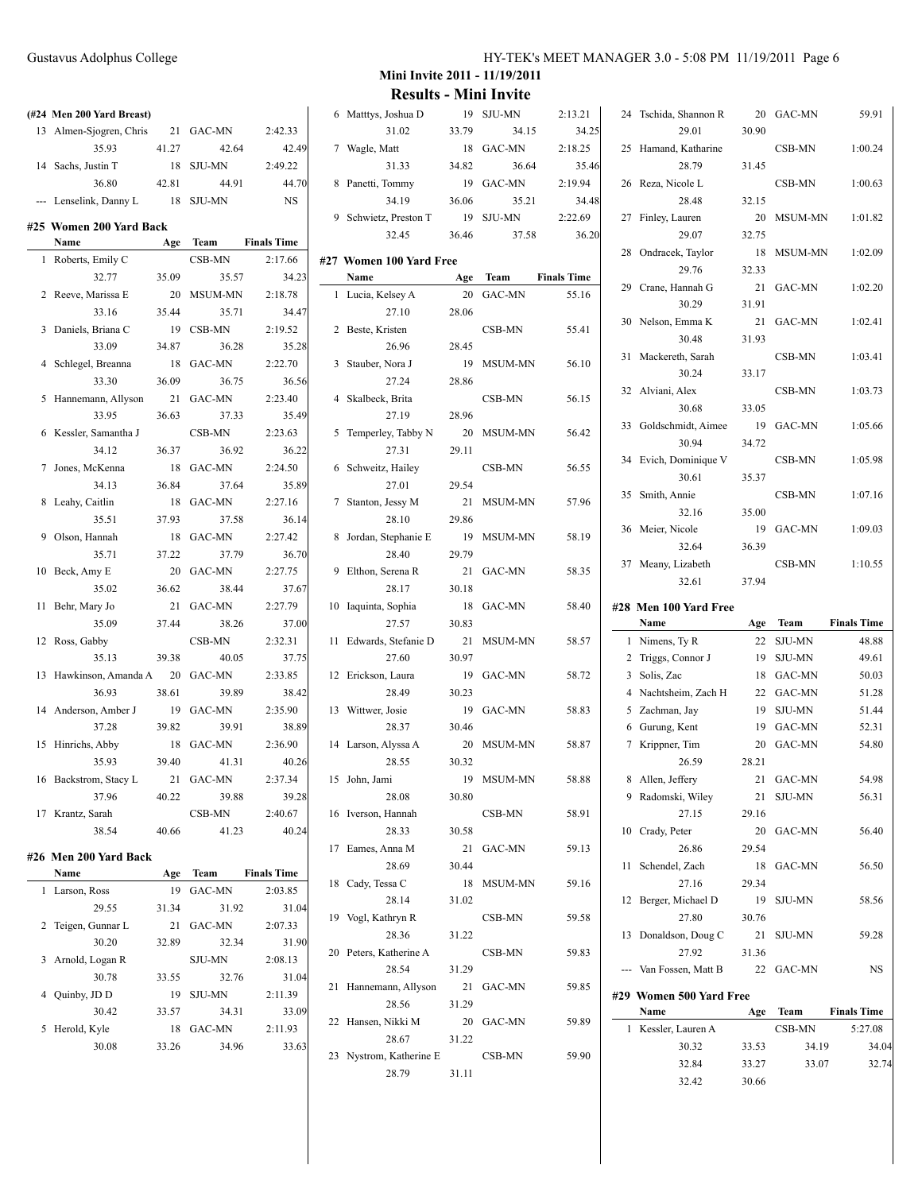## Mini Invite 2011 - 11/19/2011

## Results - Mini Invite

### (#24 Men 200 Yard Breast)

| | Name | Age | Team | Finals Time |
|---|---|---|---|---|
| 13 | Almen-Sjogren, Chris | 21 | GAC-MN | 2:42.33 |
| | 35.93 41.27 42.64 42.49 | | | |
| 14 | Sachs, Justin T | 18 | SJU-MN | 2:49.22 |
| | 36.80 42.81 44.91 44.70 | | | |
| --- | Lenselink, Danny L | 18 | SJU-MN | NS |

### #25 Women 200 Yard Back

| | Name | Age | Team | Finals Time |
|---|---|---|---|---|
| 1 | Roberts, Emily C | | CSB-MN | 2:17.66 |
| | 32.77 35.09 35.57 34.23 | | | |
| 2 | Reeve, Marissa E | 20 | MSUM-MN | 2:18.78 |
| | 33.16 35.44 35.71 34.47 | | | |
| 3 | Daniels, Briana C | 19 | CSB-MN | 2:19.52 |
| | 33.09 34.87 36.28 35.28 | | | |
| 4 | Schlegel, Breanna | 18 | GAC-MN | 2:22.70 |
| | 33.30 36.09 36.75 36.56 | | | |
| 5 | Hannemann, Allyson | 21 | GAC-MN | 2:23.40 |
| | 33.95 36.63 37.33 35.49 | | | |
| 6 | Kessler, Samantha J | | CSB-MN | 2:23.63 |
| | 34.12 36.37 36.92 36.22 | | | |
| 7 | Jones, McKenna | 18 | GAC-MN | 2:24.50 |
| | 34.13 36.84 37.64 35.89 | | | |
| 8 | Leahy, Caitlin | 18 | GAC-MN | 2:27.16 |
| | 35.51 37.93 37.58 36.14 | | | |
| 9 | Olson, Hannah | 18 | GAC-MN | 2:27.42 |
| | 35.71 37.22 37.79 36.70 | | | |
| 10 | Beck, Amy E | 20 | GAC-MN | 2:27.75 |
| | 35.02 36.62 38.44 37.67 | | | |
| 11 | Behr, Mary Jo | 21 | GAC-MN | 2:27.79 |
| | 35.09 37.44 38.26 37.00 | | | |
| 12 | Ross, Gabby | | CSB-MN | 2:32.31 |
| | 35.13 39.38 40.05 37.75 | | | |
| 13 | Hawkinson, Amanda A | 20 | GAC-MN | 2:33.85 |
| | 36.93 38.61 39.89 38.42 | | | |
| 14 | Anderson, Amber J | 19 | GAC-MN | 2:35.90 |
| | 37.28 39.82 39.91 38.89 | | | |
| 15 | Hinrichs, Abby | 18 | GAC-MN | 2:36.90 |
| | 35.93 39.40 41.31 40.26 | | | |
| 16 | Backstrom, Stacy L | 21 | GAC-MN | 2:37.34 |
| | 37.96 40.22 39.88 39.28 | | | |
| 17 | Krantz, Sarah | | CSB-MN | 2:40.67 |
| | 38.54 40.66 41.23 40.24 | | | |

### #26 Men 200 Yard Back

| | Name | Age | Team | Finals Time |
|---|---|---|---|---|
| 1 | Larson, Ross | 19 | GAC-MN | 2:03.85 |
| | 29.55 31.34 31.92 31.04 | | | |
| 2 | Teigen, Gunnar L | 21 | GAC-MN | 2:07.33 |
| | 30.20 32.89 32.34 31.90 | | | |
| 3 | Arnold, Logan R | | SJU-MN | 2:08.13 |
| | 30.78 33.55 32.76 31.04 | | | |
| 4 | Quinby, JD D | 19 | SJU-MN | 2:11.39 |
| | 30.42 33.57 34.31 33.09 | | | |
| 5 | Herold, Kyle | 18 | GAC-MN | 2:11.93 |
| | 30.08 33.26 34.96 33.63 | | | |
| 6 | Matttys, Joshua D | 19 | SJU-MN | 2:13.21 |
| | 31.02 33.79 34.15 34.25 | | | |
| 7 | Wagle, Matt | 18 | GAC-MN | 2:18.25 |
| | 31.33 34.82 36.64 35.46 | | | |
| 8 | Panetti, Tommy | 19 | GAC-MN | 2:19.94 |
| | 34.19 36.06 35.21 34.48 | | | |
| 9 | Schwietz, Preston T | 19 | SJU-MN | 2:22.69 |
| | 32.45 36.46 37.58 36.20 | | | |

### #27 Women 100 Yard Free

| | Name | Age | Team | Finals Time |
|---|---|---|---|---|
| 1 | Lucia, Kelsey A | 20 | GAC-MN | 55.16 |
| | 27.10 28.06 | | | |
| 2 | Beste, Kristen | | CSB-MN | 55.41 |
| | 26.96 28.45 | | | |
| 3 | Stauber, Nora J | 19 | MSUM-MN | 56.10 |
| | 27.24 28.86 | | | |
| 4 | Skalbeck, Brita | | CSB-MN | 56.15 |
| | 27.19 28.96 | | | |
| 5 | Temperley, Tabby N | 20 | MSUM-MN | 56.42 |
| | 27.31 29.11 | | | |
| 6 | Schweitz, Hailey | | CSB-MN | 56.55 |
| | 27.01 29.54 | | | |
| 7 | Stanton, Jessy M | 21 | MSUM-MN | 57.96 |
| | 28.10 29.86 | | | |
| 8 | Jordan, Stephanie E | 19 | MSUM-MN | 58.19 |
| | 28.40 29.79 | | | |
| 9 | Elthon, Serena R | 21 | GAC-MN | 58.35 |
| | 28.17 30.18 | | | |
| 10 | Iaquinta, Sophia | 18 | GAC-MN | 58.40 |
| | 27.57 30.83 | | | |
| 11 | Edwards, Stefanie D | 21 | MSUM-MN | 58.57 |
| | 27.60 30.97 | | | |
| 12 | Erickson, Laura | 19 | GAC-MN | 58.72 |
| | 28.49 30.23 | | | |
| 13 | Wittwer, Josie | 19 | GAC-MN | 58.83 |
| | 28.37 30.46 | | | |
| 14 | Larson, Alyssa A | 20 | MSUM-MN | 58.87 |
| | 28.55 30.32 | | | |
| 15 | John, Jami | 19 | MSUM-MN | 58.88 |
| | 28.08 30.80 | | | |
| 16 | Iverson, Hannah | | CSB-MN | 58.91 |
| | 28.33 30.58 | | | |
| 17 | Eames, Anna M | 21 | GAC-MN | 59.13 |
| | 28.69 30.44 | | | |
| 18 | Cady, Tessa C | 18 | MSUM-MN | 59.16 |
| | 28.14 31.02 | | | |
| 19 | Vogl, Kathryn R | | CSB-MN | 59.58 |
| | 28.36 31.22 | | | |
| 20 | Peters, Katherine A | | CSB-MN | 59.83 |
| | 28.54 31.29 | | | |
| 21 | Hannemann, Allyson | 21 | GAC-MN | 59.85 |
| | 28.56 31.29 | | | |
| 22 | Hansen, Nikki M | 20 | GAC-MN | 59.89 |
| | 28.67 31.22 | | | |
| 23 | Nystrom, Katherine E | | CSB-MN | 59.90 |
| | 28.79 31.11 | | | |
| 24 | Tschida, Shannon R | 20 | GAC-MN | 59.91 |
| | 29.01 30.90 | | | |
| 25 | Hamand, Katharine | | CSB-MN | 1:00.24 |
| | 28.79 31.45 | | | |
| 26 | Reza, Nicole L | | CSB-MN | 1:00.63 |
| | 28.48 32.15 | | | |
| 27 | Finley, Lauren | 20 | MSUM-MN | 1:01.82 |
| | 29.07 32.75 | | | |
| 28 | Ondracek, Taylor | 18 | MSUM-MN | 1:02.09 |
| | 29.76 32.33 | | | |
| 29 | Crane, Hannah G | 21 | GAC-MN | 1:02.20 |
| | 30.29 31.91 | | | |
| 30 | Nelson, Emma K | 21 | GAC-MN | 1:02.41 |
| | 30.48 31.93 | | | |
| 31 | Mackereth, Sarah | | CSB-MN | 1:03.41 |
| | 30.24 33.17 | | | |
| 32 | Alviani, Alex | | CSB-MN | 1:03.73 |
| | 30.68 33.05 | | | |
| 33 | Goldschmidt, Aimee | 19 | GAC-MN | 1:05.66 |
| | 30.94 34.72 | | | |
| 34 | Evich, Dominique V | | CSB-MN | 1:05.98 |
| | 30.61 35.37 | | | |
| 35 | Smith, Annie | | CSB-MN | 1:07.16 |
| | 32.16 35.00 | | | |
| 36 | Meier, Nicole | 19 | GAC-MN | 1:09.03 |
| | 32.64 36.39 | | | |
| 37 | Meany, Lizabeth | | CSB-MN | 1:10.55 |
| | 32.61 37.94 | | | |

### #28 Men 100 Yard Free

| | Name | Age | Team | Finals Time |
|---|---|---|---|---|
| 1 | Nimens, Ty R | 22 | SJU-MN | 48.88 |
| 2 | Triggs, Connor J | 19 | SJU-MN | 49.61 |
| 3 | Solis, Zac | 18 | GAC-MN | 50.03 |
| 4 | Nachtsheim, Zach H | 22 | GAC-MN | 51.28 |
| 5 | Zachman, Jay | 19 | SJU-MN | 51.44 |
| 6 | Gurung, Kent | 19 | GAC-MN | 52.31 |
| 7 | Krippner, Tim | 20 | GAC-MN | 54.80 |
| | 26.59 28.21 | | | |
| 8 | Allen, Jeffery | 21 | GAC-MN | 54.98 |
| 9 | Radomski, Wiley | 21 | SJU-MN | 56.31 |
| | 27.15 29.16 | | | |
| 10 | Crady, Peter | 20 | GAC-MN | 56.40 |
| | 26.86 29.54 | | | |
| 11 | Schendel, Zach | 18 | GAC-MN | 56.50 |
| | 27.16 29.34 | | | |
| 12 | Berger, Michael D | 19 | SJU-MN | 58.56 |
| | 27.80 30.76 | | | |
| 13 | Donaldson, Doug C | 21 | SJU-MN | 59.28 |
| | 27.92 31.36 | | | |
| --- | Van Fossen, Matt B | 22 | GAC-MN | NS |

### #29 Women 500 Yard Free

| | Name | Age | Team | Finals Time |
|---|---|---|---|---|
| 1 | Kessler, Lauren A | | CSB-MN | 5:27.08 |
| | 30.32 33.53 34.19 34.04 | | | |
| | 32.84 33.27 33.07 32.74 | | | |
| | 32.42 30.66 | | | |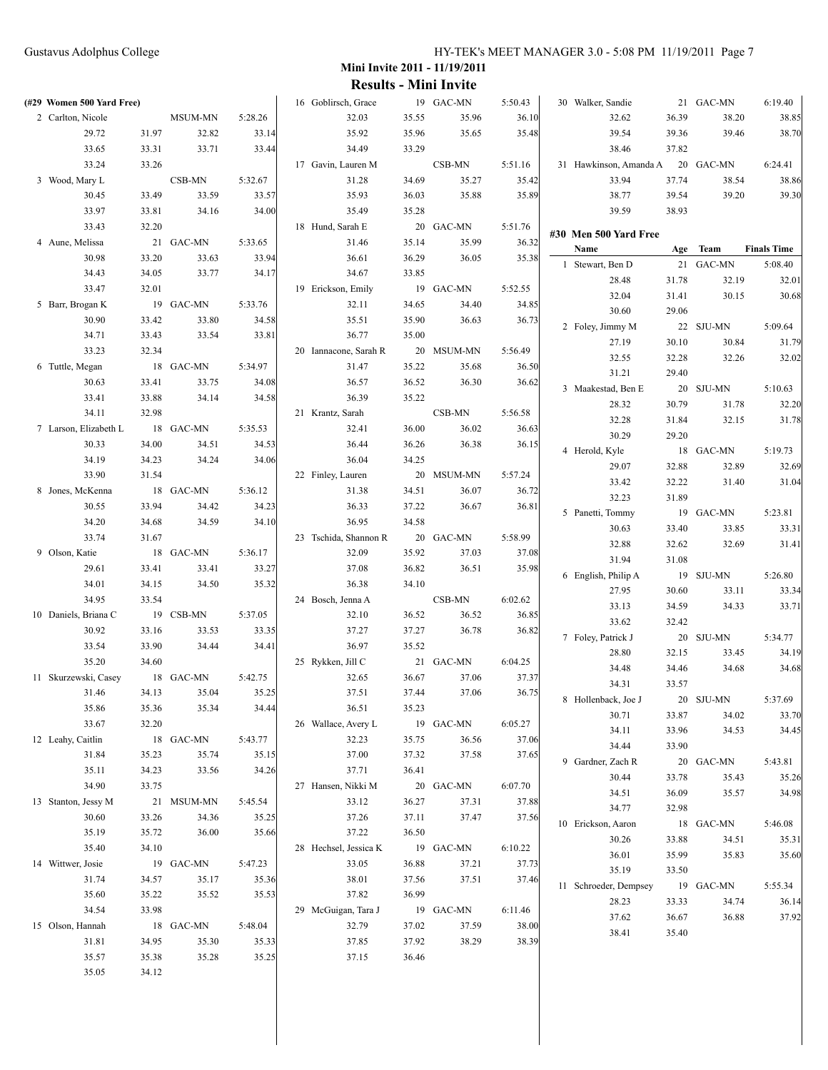# Mini Invite 2011 - 11/19/2011

## Results - Mini Invite

**(#29 Women 500 Yard Free)**

| Place | Name | Age | Team | Finals Time |
|---|---|---|---|---|
| 2 | Carlton, Nicole | | MSUM-MN | 5:28.26 |
| | 29.72 | 31.97 | 32.82 | 33.14 |
| | 33.65 | 33.31 | 33.71 | 33.44 |
| | 33.24 | 33.26 | | |
| 3 | Wood, Mary L | | CSB-MN | 5:32.67 |
| | 30.45 | 33.49 | 33.59 | 33.57 |
| | 33.97 | 33.81 | 34.16 | 34.00 |
| | 33.43 | 32.20 | | |
| 4 | Aune, Melissa | 21 | GAC-MN | 5:33.65 |
| | 30.98 | 33.20 | 33.63 | 33.94 |
| | 34.43 | 34.05 | 33.77 | 34.17 |
| | 33.47 | 32.01 | | |
| 5 | Barr, Brogan K | 19 | GAC-MN | 5:33.76 |
| | 30.90 | 33.42 | 33.80 | 34.58 |
| | 34.71 | 33.43 | 33.54 | 33.81 |
| | 33.23 | 32.34 | | |
| 6 | Tuttle, Megan | 18 | GAC-MN | 5:34.97 |
| | 30.63 | 33.41 | 33.75 | 34.08 |
| | 33.41 | 33.88 | 34.14 | 34.58 |
| | 34.11 | 32.98 | | |
| 7 | Larson, Elizabeth L | 18 | GAC-MN | 5:35.53 |
| | 30.33 | 34.00 | 34.51 | 34.53 |
| | 34.19 | 34.23 | 34.24 | 34.06 |
| | 33.90 | 31.54 | | |
| 8 | Jones, McKenna | 18 | GAC-MN | 5:36.12 |
| | 30.55 | 33.94 | 34.42 | 34.23 |
| | 34.20 | 34.68 | 34.59 | 34.10 |
| | 33.74 | 31.67 | | |
| 9 | Olson, Katie | 18 | GAC-MN | 5:36.17 |
| | 29.61 | 33.41 | 33.41 | 33.27 |
| | 34.01 | 34.15 | 34.50 | 35.32 |
| | 34.95 | 33.54 | | |
| 10 | Daniels, Briana C | 19 | CSB-MN | 5:37.05 |
| | 30.92 | 33.16 | 33.53 | 33.35 |
| | 33.54 | 33.90 | 34.44 | 34.41 |
| | 35.20 | 34.60 | | |
| 11 | Skurzewski, Casey | 18 | GAC-MN | 5:42.75 |
| | 31.46 | 34.13 | 35.04 | 35.25 |
| | 35.86 | 35.36 | 35.34 | 34.44 |
| | 33.67 | 32.20 | | |
| 12 | Leahy, Caitlin | 18 | GAC-MN | 5:43.77 |
| | 31.84 | 35.23 | 35.74 | 35.15 |
| | 35.11 | 34.23 | 33.56 | 34.26 |
| | 34.90 | 33.75 | | |
| 13 | Stanton, Jessy M | 21 | MSUM-MN | 5:45.54 |
| | 30.60 | 33.26 | 34.36 | 35.25 |
| | 35.19 | 35.72 | 36.00 | 35.66 |
| | 35.40 | 34.10 | | |
| 14 | Wittwer, Josie | 19 | GAC-MN | 5:47.23 |
| | 31.74 | 34.57 | 35.17 | 35.36 |
| | 35.60 | 35.22 | 35.52 | 35.53 |
| | 34.54 | 33.98 | | |
| 15 | Olson, Hannah | 18 | GAC-MN | 5:48.04 |
| | 31.81 | 34.95 | 35.30 | 35.33 |
| | 35.57 | 35.38 | 35.28 | 35.25 |
| | 35.05 | 34.12 | | |
| 16 | Goblirsch, Grace | 19 | GAC-MN | 5:50.43 |
| | 32.03 | 35.55 | 35.96 | 36.10 |
| | 35.92 | 35.96 | 35.65 | 35.48 |
| | 34.49 | 33.29 | | |
| 17 | Gavin, Lauren M | | CSB-MN | 5:51.16 |
| | 31.28 | 34.69 | 35.27 | 35.42 |
| | 35.93 | 36.03 | 35.88 | 35.89 |
| | 35.49 | 35.28 | | |
| 18 | Hund, Sarah E | 20 | GAC-MN | 5:51.76 |
| | 31.46 | 35.14 | 35.99 | 36.32 |
| | 36.61 | 36.29 | 36.05 | 35.38 |
| | 34.67 | 33.85 | | |
| 19 | Erickson, Emily | 19 | GAC-MN | 5:52.55 |
| | 32.11 | 34.65 | 34.40 | 34.85 |
| | 35.51 | 35.90 | 36.63 | 36.73 |
| | 36.77 | 35.00 | | |
| 20 | Iannacone, Sarah R | 20 | MSUM-MN | 5:56.49 |
| | 31.47 | 35.22 | 35.68 | 36.50 |
| | 36.57 | 36.52 | 36.30 | 36.62 |
| | 36.39 | 35.22 | | |
| 21 | Krantz, Sarah | | CSB-MN | 5:56.58 |
| | 32.41 | 36.00 | 36.02 | 36.63 |
| | 36.44 | 36.26 | 36.38 | 36.15 |
| | 36.04 | 34.25 | | |
| 22 | Finley, Lauren | 20 | MSUM-MN | 5:57.24 |
| | 31.38 | 34.51 | 36.07 | 36.72 |
| | 36.33 | 37.22 | 36.67 | 36.81 |
| | 36.95 | 34.58 | | |
| 23 | Tschida, Shannon R | 20 | GAC-MN | 5:58.99 |
| | 32.09 | 35.92 | 37.03 | 37.08 |
| | 37.08 | 36.82 | 36.51 | 35.98 |
| | 36.38 | 34.10 | | |
| 24 | Bosch, Jenna A | | CSB-MN | 6:02.62 |
| | 32.10 | 36.52 | 36.52 | 36.85 |
| | 37.27 | 37.27 | 36.78 | 36.82 |
| | 36.97 | 35.52 | | |
| 25 | Rykken, Jill C | 21 | GAC-MN | 6:04.25 |
| | 32.65 | 36.67 | 37.06 | 37.37 |
| | 37.51 | 37.44 | 37.06 | 36.75 |
| | 36.51 | 35.23 | | |
| 26 | Wallace, Avery L | 19 | GAC-MN | 6:05.27 |
| | 32.23 | 35.75 | 36.56 | 37.06 |
| | 37.00 | 37.32 | 37.58 | 37.65 |
| | 37.71 | 36.41 | | |
| 27 | Hansen, Nikki M | 20 | GAC-MN | 6:07.70 |
| | 33.12 | 36.27 | 37.31 | 37.88 |
| | 37.26 | 37.11 | 37.47 | 37.56 |
| | 37.22 | 36.50 | | |
| 28 | Hechsel, Jessica K | 19 | GAC-MN | 6:10.22 |
| | 33.05 | 36.88 | 37.21 | 37.73 |
| | 38.01 | 37.56 | 37.51 | 37.46 |
| | 37.82 | 36.99 | | |
| 29 | McGuigan, Tara J | 19 | GAC-MN | 6:11.46 |
| | 32.79 | 37.02 | 37.59 | 38.00 |
| | 37.85 | 37.92 | 38.29 | 38.39 |
| | 37.15 | 36.46 | | |
| 30 | Walker, Sandie | 21 | GAC-MN | 6:19.40 |
| | 32.62 | 36.39 | 38.20 | 38.85 |
| | 39.54 | 39.36 | 39.46 | 38.70 |
| | 38.46 | 37.82 | | |
| 31 | Hawkinson, Amanda A | 20 | GAC-MN | 6:24.41 |
| | 33.94 | 37.74 | 38.54 | 38.86 |
| | 38.77 | 39.54 | 39.20 | 39.30 |
| | 39.59 | 38.93 | | |

**#30 Men 500 Yard Free**

| Place | Name | Age | Team | Finals Time |
|---|---|---|---|---|
| 1 | Stewart, Ben D | 21 | GAC-MN | 5:08.40 |
| | 28.48 | 31.78 | 32.19 | 32.01 |
| | 32.04 | 31.41 | 30.15 | 30.68 |
| | 30.60 | 29.06 | | |
| 2 | Foley, Jimmy M | 22 | SJU-MN | 5:09.64 |
| | 27.19 | 30.10 | 30.84 | 31.79 |
| | 32.55 | 32.28 | 32.26 | 32.02 |
| | 31.21 | 29.40 | | |
| 3 | Maakestad, Ben E | 20 | SJU-MN | 5:10.63 |
| | 28.32 | 30.79 | 31.78 | 32.20 |
| | 32.28 | 31.84 | 32.15 | 31.78 |
| | 30.29 | 29.20 | | |
| 4 | Herold, Kyle | 18 | GAC-MN | 5:19.73 |
| | 29.07 | 32.88 | 32.89 | 32.69 |
| | 33.42 | 32.22 | 31.40 | 31.04 |
| | 32.23 | 31.89 | | |
| 5 | Panetti, Tommy | 19 | GAC-MN | 5:23.81 |
| | 30.63 | 33.40 | 33.85 | 33.31 |
| | 32.88 | 32.62 | 32.69 | 31.41 |
| | 31.94 | 31.08 | | |
| 6 | English, Philip A | 19 | SJU-MN | 5:26.80 |
| | 27.95 | 30.60 | 33.11 | 33.34 |
| | 33.13 | 34.59 | 34.33 | 33.71 |
| | 33.62 | 32.42 | | |
| 7 | Foley, Patrick J | 20 | SJU-MN | 5:34.77 |
| | 28.80 | 32.15 | 33.45 | 34.19 |
| | 34.48 | 34.46 | 34.68 | 34.68 |
| | 34.31 | 33.57 | | |
| 8 | Hollenback, Joe J | 20 | SJU-MN | 5:37.69 |
| | 30.71 | 33.87 | 34.02 | 33.70 |
| | 34.11 | 33.96 | 34.53 | 34.45 |
| | 34.44 | 33.90 | | |
| 9 | Gardner, Zach R | 20 | GAC-MN | 5:43.81 |
| | 30.44 | 33.78 | 35.43 | 35.26 |
| | 34.51 | 36.09 | 35.57 | 34.98 |
| | 34.77 | 32.98 | | |
| 10 | Erickson, Aaron | 18 | GAC-MN | 5:46.08 |
| | 30.26 | 33.88 | 34.51 | 35.31 |
| | 36.01 | 35.99 | 35.83 | 35.60 |
| | 35.19 | 33.50 | | |
| 11 | Schroeder, Dempsey | 19 | GAC-MN | 5:55.34 |
| | 28.23 | 33.33 | 34.74 | 36.14 |
| | 37.62 | 36.67 | 36.88 | 37.92 |
| | 38.41 | 35.40 | | |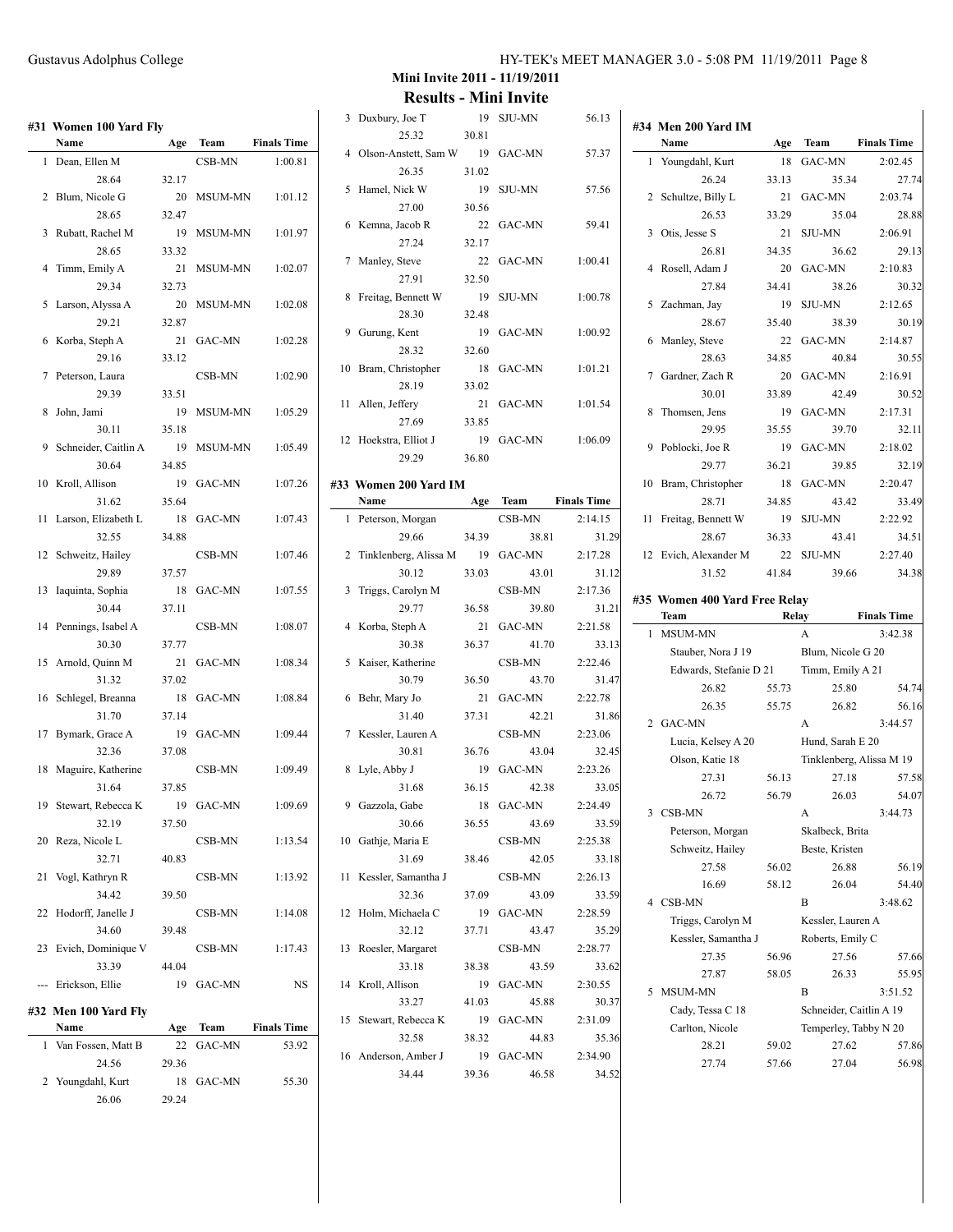# Mini Invite 2011 - 11/19/2011

## Results - Mini Invite

### #31 Women 100 Yard Fly

| | Name | Age | Team | Finals Time |
|---|---|---|---|---|
| 1 | Dean, Ellen M | | CSB-MN | 1:00.81 |
| | 28.64 | 32.17 | | |
| 2 | Blum, Nicole G | 20 | MSUM-MN | 1:01.12 |
| | 28.65 | 32.47 | | |
| 3 | Rubatt, Rachel M | 19 | MSUM-MN | 1:01.97 |
| | 28.65 | 33.32 | | |
| 4 | Timm, Emily A | 21 | MSUM-MN | 1:02.07 |
| | 29.34 | 32.73 | | |
| 5 | Larson, Alyssa A | 20 | MSUM-MN | 1:02.08 |
| | 29.21 | 32.87 | | |
| 6 | Korba, Steph A | 21 | GAC-MN | 1:02.28 |
| | 29.16 | 33.12 | | |
| 7 | Peterson, Laura | | CSB-MN | 1:02.90 |
| | 29.39 | 33.51 | | |
| 8 | John, Jami | 19 | MSUM-MN | 1:05.29 |
| | 30.11 | 35.18 | | |
| 9 | Schneider, Caitlin A | 19 | MSUM-MN | 1:05.49 |
| | 30.64 | 34.85 | | |
| 10 | Kroll, Allison | 19 | GAC-MN | 1:07.26 |
| | 31.62 | 35.64 | | |
| 11 | Larson, Elizabeth L | 18 | GAC-MN | 1:07.43 |
| | 32.55 | 34.88 | | |
| 12 | Schweitz, Hailey | | CSB-MN | 1:07.46 |
| | 29.89 | 37.57 | | |
| 13 | Iaquinta, Sophia | 18 | GAC-MN | 1:07.55 |
| | 30.44 | 37.11 | | |
| 14 | Pennings, Isabel A | | CSB-MN | 1:08.07 |
| | 30.30 | 37.77 | | |
| 15 | Arnold, Quinn M | 21 | GAC-MN | 1:08.34 |
| | 31.32 | 37.02 | | |
| 16 | Schlegel, Breanna | 18 | GAC-MN | 1:08.84 |
| | 31.70 | 37.14 | | |
| 17 | Bymark, Grace A | 19 | GAC-MN | 1:09.44 |
| | 32.36 | 37.08 | | |
| 18 | Maguire, Katherine | | CSB-MN | 1:09.49 |
| | 31.64 | 37.85 | | |
| 19 | Stewart, Rebecca K | 19 | GAC-MN | 1:09.69 |
| | 32.19 | 37.50 | | |
| 20 | Reza, Nicole L | | CSB-MN | 1:13.54 |
| | 32.71 | 40.83 | | |
| 21 | Vogl, Kathryn R | | CSB-MN | 1:13.92 |
| | 34.42 | 39.50 | | |
| 22 | Hodorff, Janelle J | | CSB-MN | 1:14.08 |
| | 34.60 | 39.48 | | |
| 23 | Evich, Dominique V | | CSB-MN | 1:17.43 |
| | 33.39 | 44.04 | | |
| --- | Erickson, Ellie | 19 | GAC-MN | NS |

### #32 Men 100 Yard Fly

| | Name | Age | Team | Finals Time |
|---|---|---|---|---|
| 1 | Van Fossen, Matt B | 22 | GAC-MN | 53.92 |
| | 24.56 | 29.36 | | |
| 2 | Youngdahl, Kurt | 18 | GAC-MN | 55.30 |
| | 26.06 | 29.24 | | |
| 3 | Duxbury, Joe T | 19 | SJU-MN | 56.13 |
| | 25.32 | 30.81 | | |
| 4 | Olson-Anstett, Sam W | 19 | GAC-MN | 57.37 |
| | 26.35 | 31.02 | | |
| 5 | Hamel, Nick W | 19 | SJU-MN | 57.56 |
| | 27.00 | 30.56 | | |
| 6 | Kemna, Jacob R | 22 | GAC-MN | 59.41 |
| | 27.24 | 32.17 | | |
| 7 | Manley, Steve | 22 | GAC-MN | 1:00.41 |
| | 27.91 | 32.50 | | |
| 8 | Freitag, Bennett W | 19 | SJU-MN | 1:00.78 |
| | 28.30 | 32.48 | | |
| 9 | Gurung, Kent | 19 | GAC-MN | 1:00.92 |
| | 28.32 | 32.60 | | |
| 10 | Bram, Christopher | 18 | GAC-MN | 1:01.21 |
| | 28.19 | 33.02 | | |
| 11 | Allen, Jeffery | 21 | GAC-MN | 1:01.54 |
| | 27.69 | 33.85 | | |
| 12 | Hoekstra, Elliot J | 19 | GAC-MN | 1:06.09 |
| | 29.29 | 36.80 | | |

### #33 Women 200 Yard IM

| | Name | Age | Team | | Finals Time |
|---|---|---|---|---|---|
| 1 | Peterson, Morgan | | CSB-MN | | 2:14.15 |
| | 29.66 | 34.39 | 38.81 | | 31.29 |
| 2 | Tinklenberg, Alissa M | 19 | GAC-MN | | 2:17.28 |
| | 30.12 | 33.03 | 43.01 | | 31.12 |
| 3 | Triggs, Carolyn M | | CSB-MN | | 2:17.36 |
| | 29.77 | 36.58 | 39.80 | | 31.21 |
| 4 | Korba, Steph A | 21 | GAC-MN | | 2:21.58 |
| | 30.38 | 36.37 | 41.70 | | 33.13 |
| 5 | Kaiser, Katherine | | CSB-MN | | 2:22.46 |
| | 30.79 | 36.50 | 43.70 | | 31.47 |
| 6 | Behr, Mary Jo | 21 | GAC-MN | | 2:22.78 |
| | 31.40 | 37.31 | 42.21 | | 31.86 |
| 7 | Kessler, Lauren A | | CSB-MN | | 2:23.06 |
| | 30.81 | 36.76 | 43.04 | | 32.45 |
| 8 | Lyle, Abby J | 19 | GAC-MN | | 2:23.26 |
| | 31.68 | 36.15 | 42.38 | | 33.05 |
| 9 | Gazzola, Gabe | 18 | GAC-MN | | 2:24.49 |
| | 30.66 | 36.55 | 43.69 | | 33.59 |
| 10 | Gathje, Maria E | | CSB-MN | | 2:25.38 |
| | 31.69 | 38.46 | 42.05 | | 33.18 |
| 11 | Kessler, Samantha J | | CSB-MN | | 2:26.13 |
| | 32.36 | 37.09 | 43.09 | | 33.59 |
| 12 | Holm, Michaela C | 19 | GAC-MN | | 2:28.59 |
| | 32.12 | 37.71 | 43.47 | | 35.29 |
| 13 | Roesler, Margaret | | CSB-MN | | 2:28.77 |
| | 33.18 | 38.38 | 43.59 | | 33.62 |
| 14 | Kroll, Allison | 19 | GAC-MN | | 2:30.55 |
| | 33.27 | 41.03 | 45.88 | | 30.37 |
| 15 | Stewart, Rebecca K | 19 | GAC-MN | | 2:31.09 |
| | 32.58 | 38.32 | 44.83 | | 35.36 |
| 16 | Anderson, Amber J | 19 | GAC-MN | | 2:34.90 |
| | 34.44 | 39.36 | 46.58 | | 34.52 |

### #34 Men 200 Yard IM

| | Name | Age | Team | | Finals Time |
|---|---|---|---|---|---|
| 1 | Youngdahl, Kurt | 18 | GAC-MN | | 2:02.45 |
| | 26.24 | 33.13 | 35.34 | | 27.74 |
| 2 | Schultze, Billy L | 21 | GAC-MN | | 2:03.74 |
| | 26.53 | 33.29 | 35.04 | | 28.88 |
| 3 | Otis, Jesse S | 21 | SJU-MN | | 2:06.91 |
| | 26.81 | 34.35 | 36.62 | | 29.13 |
| 4 | Rosell, Adam J | 20 | GAC-MN | | 2:10.83 |
| | 27.84 | 34.41 | 38.26 | | 30.32 |
| 5 | Zachman, Jay | 19 | SJU-MN | | 2:12.65 |
| | 28.67 | 35.40 | 38.39 | | 30.19 |
| 6 | Manley, Steve | 22 | GAC-MN | | 2:14.87 |
| | 28.63 | 34.85 | 40.84 | | 30.55 |
| 7 | Gardner, Zach R | 20 | GAC-MN | | 2:16.91 |
| | 30.01 | 33.89 | 42.49 | | 30.52 |
| 8 | Thomsen, Jens | 19 | GAC-MN | | 2:17.31 |
| | 29.95 | 35.55 | 39.70 | | 32.11 |
| 9 | Poblocki, Joe R | 19 | GAC-MN | | 2:18.02 |
| | 29.77 | 36.21 | 39.85 | | 32.19 |
| 10 | Bram, Christopher | 18 | GAC-MN | | 2:20.47 |
| | 28.71 | 34.85 | 43.42 | | 33.49 |
| 11 | Freitag, Bennett W | 19 | SJU-MN | | 2:22.92 |
| | 28.67 | 36.33 | 43.41 | | 34.51 |
| 12 | Evich, Alexander M | 22 | SJU-MN | | 2:27.40 |
| | 31.52 | 41.84 | 39.66 | | 34.38 |

### #35 Women 400 Yard Free Relay

| | Team | | Relay | Finals Time |
|---|---|---|---|---|
| 1 | MSUM-MN | | A | 3:42.38 |
| | Stauber, Nora J 19 | | Blum, Nicole G 20 | |
| | Edwards, Stefanie D 21 | | Timm, Emily A 21 | |
| | 26.82 | 55.73 | 25.80 | 54.74 |
| | 26.35 | 55.75 | 26.82 | 56.16 |
| 2 | GAC-MN | | A | 3:44.57 |
| | Lucia, Kelsey A 20 | | Hund, Sarah E 20 | |
| | Olson, Katie 18 | | Tinklenberg, Alissa M 19 | |
| | 27.31 | 56.13 | 27.18 | 57.58 |
| | 26.72 | 56.79 | 26.03 | 54.07 |
| 3 | CSB-MN | | A | 3:44.73 |
| | Peterson, Morgan | | Skalbeck, Brita | |
| | Schweitz, Hailey | | Beste, Kristen | |
| | 27.58 | 56.02 | 26.88 | 56.19 |
| | 16.69 | 58.12 | 26.04 | 54.40 |
| 4 | CSB-MN | | B | 3:48.62 |
| | Triggs, Carolyn M | | Kessler, Lauren A | |
| | Kessler, Samantha J | | Roberts, Emily C | |
| | 27.35 | 56.96 | 27.56 | 57.66 |
| | 27.87 | 58.05 | 26.33 | 55.95 |
| 5 | MSUM-MN | | B | 3:51.52 |
| | Cady, Tessa C 18 | | Schneider, Caitlin A 19 | |
| | Carlton, Nicole | | Temperley, Tabby N 20 | |
| | 28.21 | 59.02 | 27.62 | 57.86 |
| | 27.74 | 57.66 | 27.04 | 56.98 |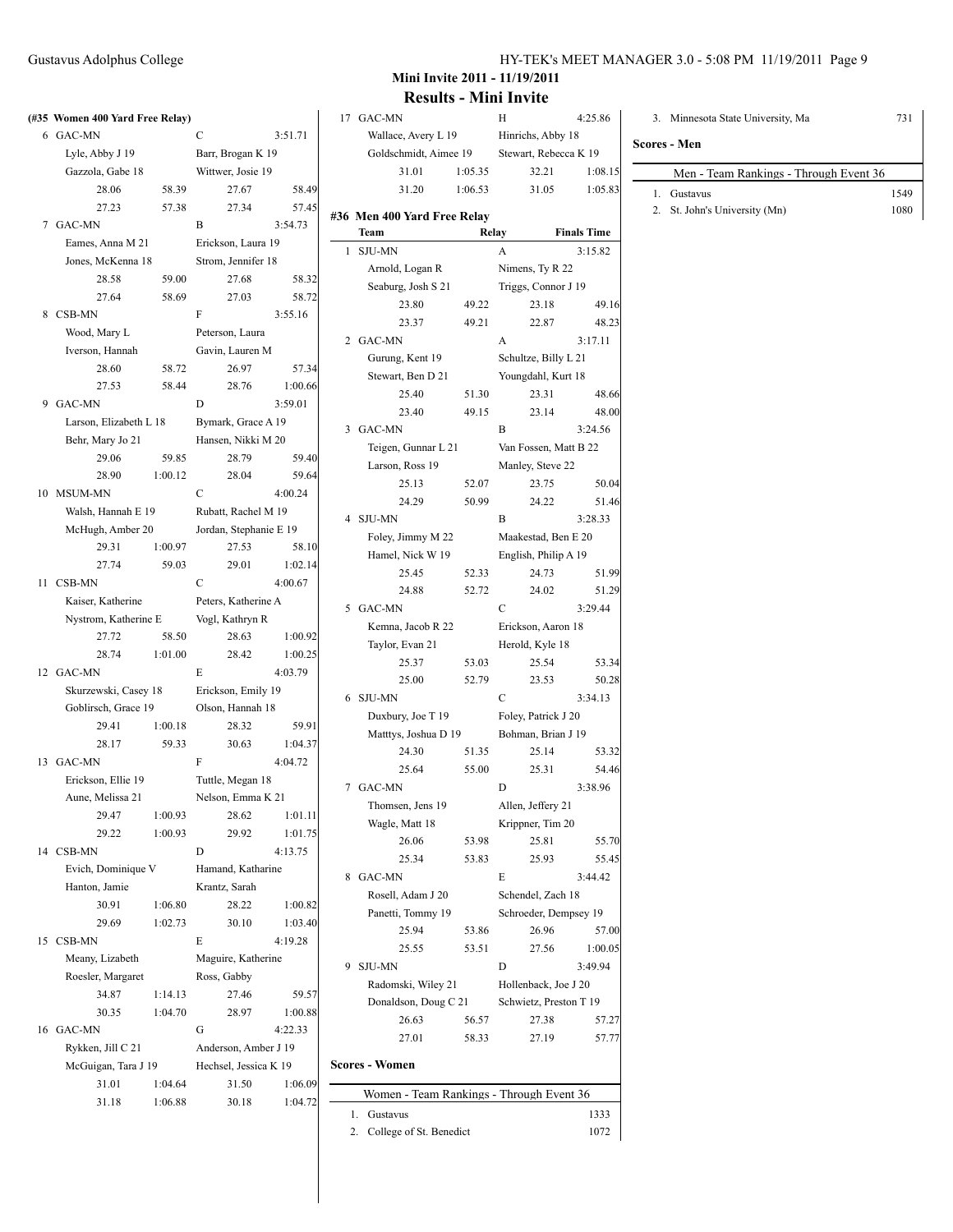## Mini Invite 2011 - 11/19/2011

## Results - Mini Invite

### (#35 Women 400 Yard Free Relay)

| | | | | |
|---|---|---|---|---|
| 6 GAC-MN | | C | 3:51.71 | |
| Lyle, Abby J 19 | | Barr, Brogan K 19 | | |
| Gazzola, Gabe 18 | | Wittwer, Josie 19 | | |
| 28.06 | 58.39 | 27.67 | 58.49 | |
| 27.23 | 57.38 | 27.34 | 57.45 | |
| 7 GAC-MN | | B | 3:54.73 | |
| Eames, Anna M 21 | | Erickson, Laura 19 | | |
| Jones, McKenna 18 | | Strom, Jennifer 18 | | |
| 28.58 | 59.00 | 27.68 | 58.32 | |
| 27.64 | 58.69 | 27.03 | 58.72 | |
| 8 CSB-MN | | F | 3:55.16 | |
| Wood, Mary L | | Peterson, Laura | | |
| Iverson, Hannah | | Gavin, Lauren M | | |
| 28.60 | 58.72 | 26.97 | 57.34 | |
| 27.53 | 58.44 | 28.76 | 1:00.66 | |
| 9 GAC-MN | | D | 3:59.01 | |
| Larson, Elizabeth L 18 | | Bymark, Grace A 19 | | |
| Behr, Mary Jo 21 | | Hansen, Nikki M 20 | | |
| 29.06 | 59.85 | 28.79 | 59.40 | |
| 28.90 | 1:00.12 | 28.04 | 59.64 | |
| 10 MSUM-MN | | C | 4:00.24 | |
| Walsh, Hannah E 19 | | Rubatt, Rachel M 19 | | |
| McHugh, Amber 20 | | Jordan, Stephanie E 19 | | |
| 29.31 | 1:00.97 | 27.53 | 58.10 | |
| 27.74 | 59.03 | 29.01 | 1:02.14 | |
| 11 CSB-MN | | C | 4:00.67 | |
| Kaiser, Katherine | | Peters, Katherine A | | |
| Nystrom, Katherine E | | Vogl, Kathryn R | | |
| 27.72 | 58.50 | 28.63 | 1:00.92 | |
| 28.74 | 1:01.00 | 28.42 | 1:00.25 | |
| 12 GAC-MN | | E | 4:03.79 | |
| Skurzewski, Casey 18 | | Erickson, Emily 19 | | |
| Goblirsch, Grace 19 | | Olson, Hannah 18 | | |
| 29.41 | 1:00.18 | 28.32 | 59.91 | |
| 28.17 | 59.33 | 30.63 | 1:04.37 | |
| 13 GAC-MN | | F | 4:04.72 | |
| Erickson, Ellie 19 | | Tuttle, Megan 18 | | |
| Aune, Melissa 21 | | Nelson, Emma K 21 | | |
| 29.47 | 1:00.93 | 28.62 | 1:01.11 | |
| 29.22 | 1:00.93 | 29.92 | 1:01.75 | |
| 14 CSB-MN | | D | 4:13.75 | |
| Evich, Dominique V | | Hamand, Katharine | | |
| Hanton, Jamie | | Krantz, Sarah | | |
| 30.91 | 1:06.80 | 28.22 | 1:00.82 | |
| 29.69 | 1:02.73 | 30.10 | 1:03.40 | |
| 15 CSB-MN | | E | 4:19.28 | |
| Meany, Lizabeth | | Maguire, Katherine | | |
| Roesler, Margaret | | Ross, Gabby | | |
| 34.87 | 1:14.13 | 27.46 | 59.57 | |
| 30.35 | 1:04.70 | 28.97 | 1:00.88 | |
| 16 GAC-MN | | G | 4:22.33 | |
| Rykken, Jill C 21 | | Anderson, Amber J 19 | | |
| McGuigan, Tara J 19 | | Hechsel, Jessica K 19 | | |
| 31.01 | 1:04.64 | 31.50 | 1:06.09 | |
| 31.18 | 1:06.88 | 30.18 | 1:04.72 | |
| 17 GAC-MN | | H | 4:25.86 | |
| Wallace, Avery L 19 | | Hinrichs, Abby 18 | | |
| Goldschmidt, Aimee 19 | | Stewart, Rebecca K 19 | | |
| 31.01 | 1:05.35 | 32.21 | 1:08.15 | |
| 31.20 | 1:06.53 | 31.05 | 1:05.83 | |

### #36 Men 400 Yard Free Relay

| Team | | Relay | Finals Time |
|---|---|---|---|
| 1 SJU-MN | | A | 3:15.82 |
| Arnold, Logan R | | Nimens, Ty R 22 | |
| Seaburg, Josh S 21 | | Triggs, Connor J 19 | |
| 23.80 | 49.22 | 23.18 | 49.16 |
| 23.37 | 49.21 | 22.87 | 48.23 |
| 2 GAC-MN | | A | 3:17.11 |
| Gurung, Kent 19 | | Schultze, Billy L 21 | |
| Stewart, Ben D 21 | | Youngdahl, Kurt 18 | |
| 25.40 | 51.30 | 23.31 | 48.66 |
| 23.40 | 49.15 | 23.14 | 48.00 |
| 3 GAC-MN | | B | 3:24.56 |
| Teigen, Gunnar L 21 | | Van Fossen, Matt B 22 | |
| Larson, Ross 19 | | Manley, Steve 22 | |
| 25.13 | 52.07 | 23.75 | 50.04 |
| 24.29 | 50.99 | 24.22 | 51.46 |
| 4 SJU-MN | | B | 3:28.33 |
| Foley, Jimmy M 22 | | Maakestad, Ben E 20 | |
| Hamel, Nick W 19 | | English, Philip A 19 | |
| 25.45 | 52.33 | 24.73 | 51.99 |
| 24.88 | 52.72 | 24.02 | 51.29 |
| 5 GAC-MN | | C | 3:29.44 |
| Kemna, Jacob R 22 | | Erickson, Aaron 18 | |
| Taylor, Evan 21 | | Herold, Kyle 18 | |
| 25.37 | 53.03 | 25.54 | 53.34 |
| 25.00 | 52.79 | 23.53 | 50.28 |
| 6 SJU-MN | | C | 3:34.13 |
| Duxbury, Joe T 19 | | Foley, Patrick J 20 | |
| Matttys, Joshua D 19 | | Bohman, Brian J 19 | |
| 24.30 | 51.35 | 25.14 | 53.32 |
| 25.64 | 55.00 | 25.31 | 54.46 |
| 7 GAC-MN | | D | 3:38.96 |
| Thomsen, Jens 19 | | Allen, Jeffery 21 | |
| Wagle, Matt 18 | | Krippner, Tim 20 | |
| 26.06 | 53.98 | 25.81 | 55.70 |
| 25.34 | 53.83 | 25.93 | 55.45 |
| 8 GAC-MN | | E | 3:44.42 |
| Rosell, Adam J 20 | | Schendel, Zach 18 | |
| Panetti, Tommy 19 | | Schroeder, Dempsey 19 | |
| 25.94 | 53.86 | 26.96 | 57.00 |
| 25.55 | 53.51 | 27.56 | 1:00.05 |
| 9 SJU-MN | | D | 3:49.94 |
| Radomski, Wiley 21 | | Hollenback, Joe J 20 | |
| Donaldson, Doug C 21 | | Schwietz, Preston T 19 | |
| 26.63 | 56.57 | 27.38 | 57.27 |
| 27.01 | 58.33 | 27.19 | 57.77 |

### Scores - Women

**Women - Team Rankings - Through Event 36**

| | | |
|---|---|---|
| 1. | Gustavus | 1333 |
| 2. | College of St. Benedict | 1072 |
| 3. | Minnesota State University, Ma | 731 |

### Scores - Men

**Men - Team Rankings - Through Event 36**

| | | |
|---|---|---|
| 1. | Gustavus | 1549 |
| 2. | St. John's University (Mn) | 1080 |